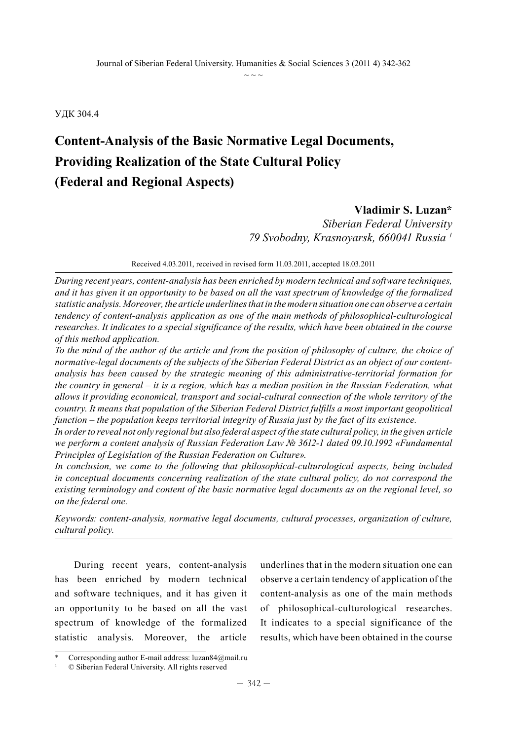УДК 304.4

# Content-Analysis of the Basic Normative Legal Documents, Providing Realization of the State Cultural Policy (Federal and Regional Aspects)

**Vladimir S. Luzan***

*Siberian Federal University*
*79 Svobodny, Krasnoyarsk, 660041 Russia* [1]

Received 4.03.2011, received in revised form 11.03.2011, accepted 18.03.2011

*During recent years, content-analysis has been enriched by modern technical and software techniques, and it has given it an opportunity to be based on all the vast spectrum of knowledge of the formalized statistic analysis. Moreover, the article underlines that in the modern situation one can observe a certain tendency of content-analysis application as one of the main methods of philosophical-culturological researches. It indicates to a special significance of the results, which have been obtained in the course of this method application.*

*To the mind of the author of the article and from the position of philosophy of culture, the choice of normative-legal documents of the subjects of the Siberian Federal District as an object of our content-analysis has been caused by the strategic meaning of this administrative-territorial formation for the country in general – it is a region, which has a median position in the Russian Federation, what allows it providing economical, transport and social-cultural connection of the whole territory of the country. It means that population of the Siberian Federal District fulfills a most important geopolitical function – the population keeps territorial integrity of Russia just by the fact of its existence.*

*In order to reveal not only regional but also federal aspect of the state cultural policy, in the given article we perform a content analysis of Russian Federation Law № 3612-1 dated 09.10.1992 «Fundamental Principles of Legislation of the Russian Federation on Culture».*

*In conclusion, we come to the following that philosophical-culturological aspects, being included in conceptual documents concerning realization of the state cultural policy, do not correspond the existing terminology and content of the basic normative legal documents as on the regional level, so on the federal one.*

*Keywords: content-analysis, normative legal documents, cultural processes, organization of culture, cultural policy.*

During recent years, content-analysis has been enriched by modern technical and software techniques, and it has given it an opportunity to be based on all the vast spectrum of knowledge of the formalized statistic analysis. Moreover, the article underlines that in the modern situation one can observe a certain tendency of application of the content-analysis as one of the main methods of philosophical-culturological researches. It indicates to a special significance of the results, which have been obtained in the course

---

\* Corresponding author E-mail address: luzan84@mail.ru

[1] © Siberian Federal University. All rights reserved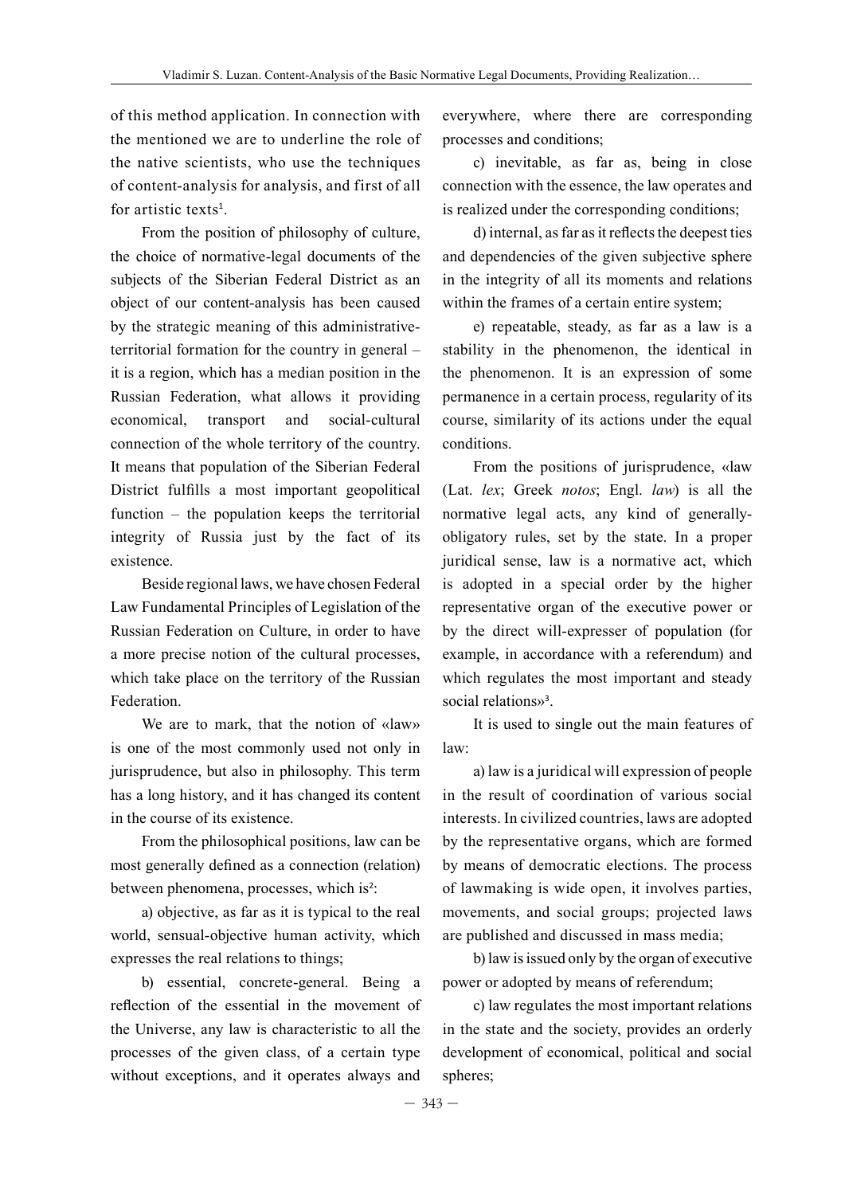of this method application. In connection with the mentioned we are to underline the role of the native scientists, who use the techniques of content-analysis for analysis, and first of all for artistic texts[1].

From the position of philosophy of culture, the choice of normative-legal documents of the subjects of the Siberian Federal District as an object of our content-analysis has been caused by the strategic meaning of this administrative-territorial formation for the country in general – it is a region, which has a median position in the Russian Federation, what allows it providing economical, transport and social-cultural connection of the whole territory of the country. It means that population of the Siberian Federal District fulfills a most important geopolitical function – the population keeps the territorial integrity of Russia just by the fact of its existence.

Beside regional laws, we have chosen Federal Law Fundamental Principles of Legislation of the Russian Federation on Culture, in order to have a more precise notion of the cultural processes, which take place on the territory of the Russian Federation.

We are to mark, that the notion of «law» is one of the most commonly used not only in jurisprudence, but also in philosophy. This term has a long history, and it has changed its content in the course of its existence.

From the philosophical positions, law can be most generally defined as a connection (relation) between phenomena, processes, which is[2]:

a) objective, as far as it is typical to the real world, sensual-objective human activity, which expresses the real relations to things;

b) essential, concrete-general. Being a reflection of the essential in the movement of the Universe, any law is characteristic to all the processes of the given class, of a certain type without exceptions, and it operates always and everywhere, where there are corresponding processes and conditions;

c) inevitable, as far as, being in close connection with the essence, the law operates and is realized under the corresponding conditions;

d) internal, as far as it reflects the deepest ties and dependencies of the given subjective sphere in the integrity of all its moments and relations within the frames of a certain entire system;

e) repeatable, steady, as far as a law is a stability in the phenomenon, the identical in the phenomenon. It is an expression of some permanence in a certain process, regularity of its course, similarity of its actions under the equal conditions.

From the positions of jurisprudence, «law (Lat. *lex*; Greek *notos*; Engl. *law*) is all the normative legal acts, any kind of generally-obligatory rules, set by the state. In a proper juridical sense, law is a normative act, which is adopted in a special order by the higher representative organ of the executive power or by the direct will-expresser of population (for example, in accordance with a referendum) and which regulates the most important and steady social relations»[3].

It is used to single out the main features of law:

a) law is a juridical will expression of people in the result of coordination of various social interests. In civilized countries, laws are adopted by the representative organs, which are formed by means of democratic elections. The process of lawmaking is wide open, it involves parties, movements, and social groups; projected laws are published and discussed in mass media;

b) law is issued only by the organ of executive power or adopted by means of referendum;

c) law regulates the most important relations in the state and the society, provides an orderly development of economical, political and social spheres;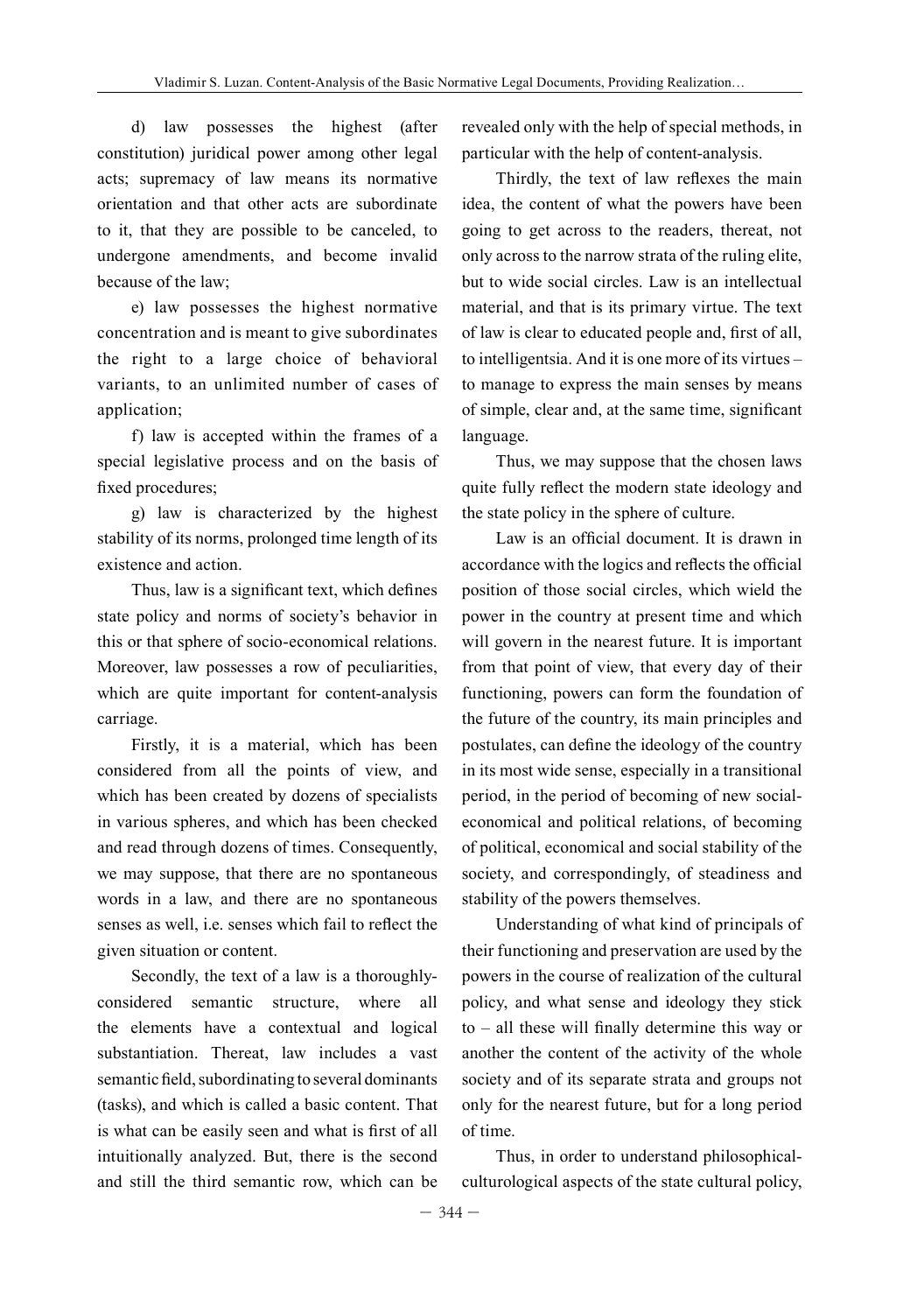d) law possesses the highest (after constitution) juridical power among other legal acts; supremacy of law means its normative orientation and that other acts are subordinate to it, that they are possible to be canceled, to undergone amendments, and become invalid because of the law;

e) law possesses the highest normative concentration and is meant to give subordinates the right to a large choice of behavioral variants, to an unlimited number of cases of application;

f) law is accepted within the frames of a special legislative process and on the basis of fixed procedures;

g) law is characterized by the highest stability of its norms, prolonged time length of its existence and action.

Thus, law is a significant text, which defines state policy and norms of society's behavior in this or that sphere of socio-economical relations. Moreover, law possesses a row of peculiarities, which are quite important for content-analysis carriage.

Firstly, it is a material, which has been considered from all the points of view, and which has been created by dozens of specialists in various spheres, and which has been checked and read through dozens of times. Consequently, we may suppose, that there are no spontaneous words in a law, and there are no spontaneous senses as well, i.e. senses which fail to reflect the given situation or content.

Secondly, the text of a law is a thoroughly-considered semantic structure, where all the elements have a contextual and logical substantiation. Thereat, law includes a vast semantic field, subordinating to several dominants (tasks), and which is called a basic content. That is what can be easily seen and what is first of all intuitionally analyzed. But, there is the second and still the third semantic row, which can be revealed only with the help of special methods, in particular with the help of content-analysis.

Thirdly, the text of law reflexes the main idea, the content of what the powers have been going to get across to the readers, thereat, not only across to the narrow strata of the ruling elite, but to wide social circles. Law is an intellectual material, and that is its primary virtue. The text of law is clear to educated people and, first of all, to intelligentsia. And it is one more of its virtues – to manage to express the main senses by means of simple, clear and, at the same time, significant language.

Thus, we may suppose that the chosen laws quite fully reflect the modern state ideology and the state policy in the sphere of culture.

Law is an official document. It is drawn in accordance with the logics and reflects the official position of those social circles, which wield the power in the country at present time and which will govern in the nearest future. It is important from that point of view, that every day of their functioning, powers can form the foundation of the future of the country, its main principles and postulates, can define the ideology of the country in its most wide sense, especially in a transitional period, in the period of becoming of new social-economical and political relations, of becoming of political, economical and social stability of the society, and correspondingly, of steadiness and stability of the powers themselves.

Understanding of what kind of principals of their functioning and preservation are used by the powers in the course of realization of the cultural policy, and what sense and ideology they stick to – all these will finally determine this way or another the content of the activity of the whole society and of its separate strata and groups not only for the nearest future, but for a long period of time.

Thus, in order to understand philosophical-culturological aspects of the state cultural policy,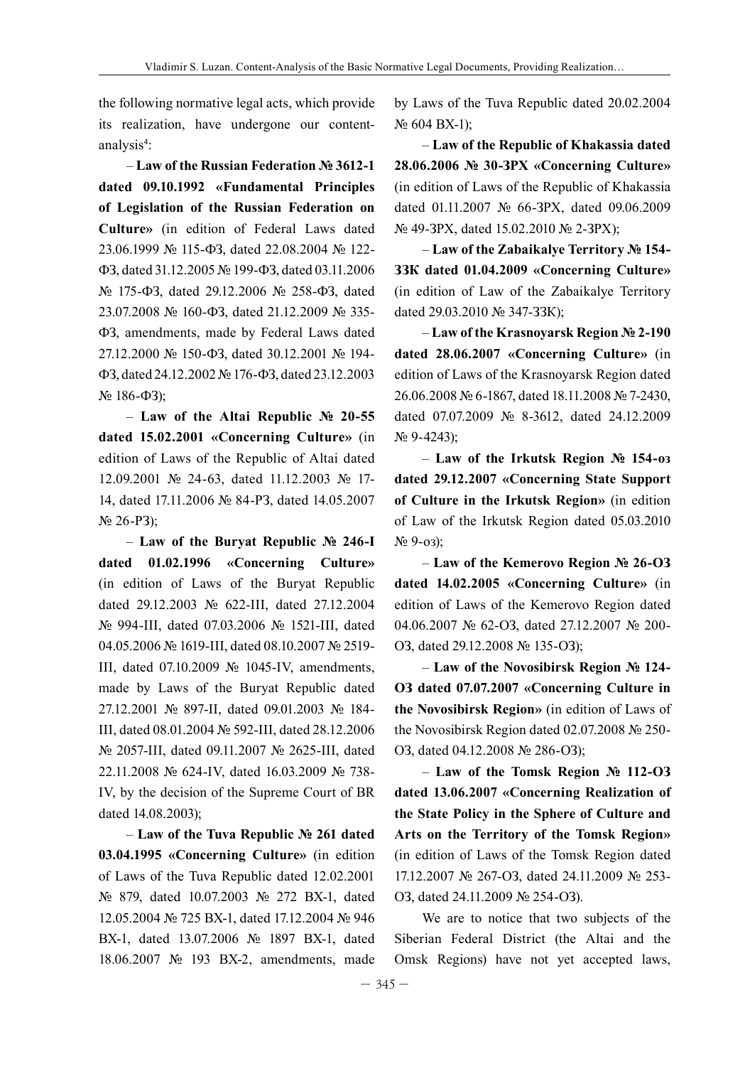the following normative legal acts, which provide its realization, have undergone our content-analysis[4]:

– **Law of the Russian Federation № 3612-1 dated 09.10.1992 «Fundamental Principles of Legislation of the Russian Federation on Culture»** (in edition of Federal Laws dated 23.06.1999 № 115-ФЗ, dated 22.08.2004 № 122-ФЗ, dated 31.12.2005 № 199-ФЗ, dated 03.11.2006 № 175-ФЗ, dated 29.12.2006 № 258-ФЗ, dated 23.07.2008 № 160-ФЗ, dated 21.12.2009 № 335-ФЗ, amendments, made by Federal Laws dated 27.12.2000 № 150-ФЗ, dated 30.12.2001 № 194-ФЗ, dated 24.12.2002 № 176-ФЗ, dated 23.12.2003 № 186-ФЗ);

– **Law of the Altai Republic № 20-55 dated 15.02.2001 «Concerning Culture»** (in edition of Laws of the Republic of Altai dated 12.09.2001 № 24-63, dated 11.12.2003 № 17-14, dated 17.11.2006 № 84-РЗ, dated 14.05.2007 № 26-РЗ);

– **Law of the Buryat Republic № 246-I dated 01.02.1996 «Concerning Culture»** (in edition of Laws of the Buryat Republic dated 29.12.2003 № 622-III, dated 27.12.2004 № 994-III, dated 07.03.2006 № 1521-III, dated 04.05.2006 № 1619-III, dated 08.10.2007 № 2519-III, dated 07.10.2009 № 1045-IV, amendments, made by Laws of the Buryat Republic dated 27.12.2001 № 897-II, dated 09.01.2003 № 184-III, dated 08.01.2004 № 592-III, dated 28.12.2006 № 2057-III, dated 09.11.2007 № 2625-III, dated 22.11.2008 № 624-IV, dated 16.03.2009 № 738-IV, by the decision of the Supreme Court of BR dated 14.08.2003);

– **Law of the Tuva Republic № 261 dated 03.04.1995 «Concerning Culture»** (in edition of Laws of the Tuva Republic dated 12.02.2001 № 879, dated 10.07.2003 № 272 ВХ-1, dated 12.05.2004 № 725 ВХ-1, dated 17.12.2004 № 946 ВХ-1, dated 13.07.2006 № 1897 ВХ-1, dated 18.06.2007 № 193 ВХ-2, amendments, made by Laws of the Tuva Republic dated 20.02.2004 № 604 ВХ-1);

– **Law of the Republic of Khakassia dated 28.06.2006 № 30-ЗРХ «Concerning Culture»** (in edition of Laws of the Republic of Khakassia dated 01.11.2007 № 66-ЗРХ, dated 09.06.2009 № 49-ЗРХ, dated 15.02.2010 № 2-ЗРХ);

– **Law of the Zabaikalye Territory № 154-ЗЗК dated 01.04.2009 «Concerning Culture»** (in edition of Law of the Zabaikalye Territory dated 29.03.2010 № 347-ЗЗК);

– **Law of the Krasnoyarsk Region № 2-190 dated 28.06.2007 «Concerning Culture»** (in edition of Laws of the Krasnoyarsk Region dated 26.06.2008 № 6-1867, dated 18.11.2008 № 7-2430, dated 07.07.2009 № 8-3612, dated 24.12.2009 № 9-4243);

– **Law of the Irkutsk Region № 154-оз dated 29.12.2007 «Concerning State Support of Culture in the Irkutsk Region»** (in edition of Law of the Irkutsk Region dated 05.03.2010 № 9-оз);

– **Law of the Kemerovo Region № 26-ОЗ dated 14.02.2005 «Concerning Culture»** (in edition of Laws of the Kemerovo Region dated 04.06.2007 № 62-ОЗ, dated 27.12.2007 № 200-ОЗ, dated 29.12.2008 № 135-ОЗ);

– **Law of the Novosibirsk Region № 124-ОЗ dated 07.07.2007 «Concerning Culture in the Novosibirsk Region»** (in edition of Laws of the Novosibirsk Region dated 02.07.2008 № 250-ОЗ, dated 04.12.2008 № 286-ОЗ);

– **Law of the Tomsk Region № 112-ОЗ dated 13.06.2007 «Concerning Realization of the State Policy in the Sphere of Culture and Arts on the Territory of the Tomsk Region»** (in edition of Laws of the Tomsk Region dated 17.12.2007 № 267-ОЗ, dated 24.11.2009 № 253-ОЗ, dated 24.11.2009 № 254-ОЗ).

We are to notice that two subjects of the Siberian Federal District (the Altai and the Omsk Regions) have not yet accepted laws,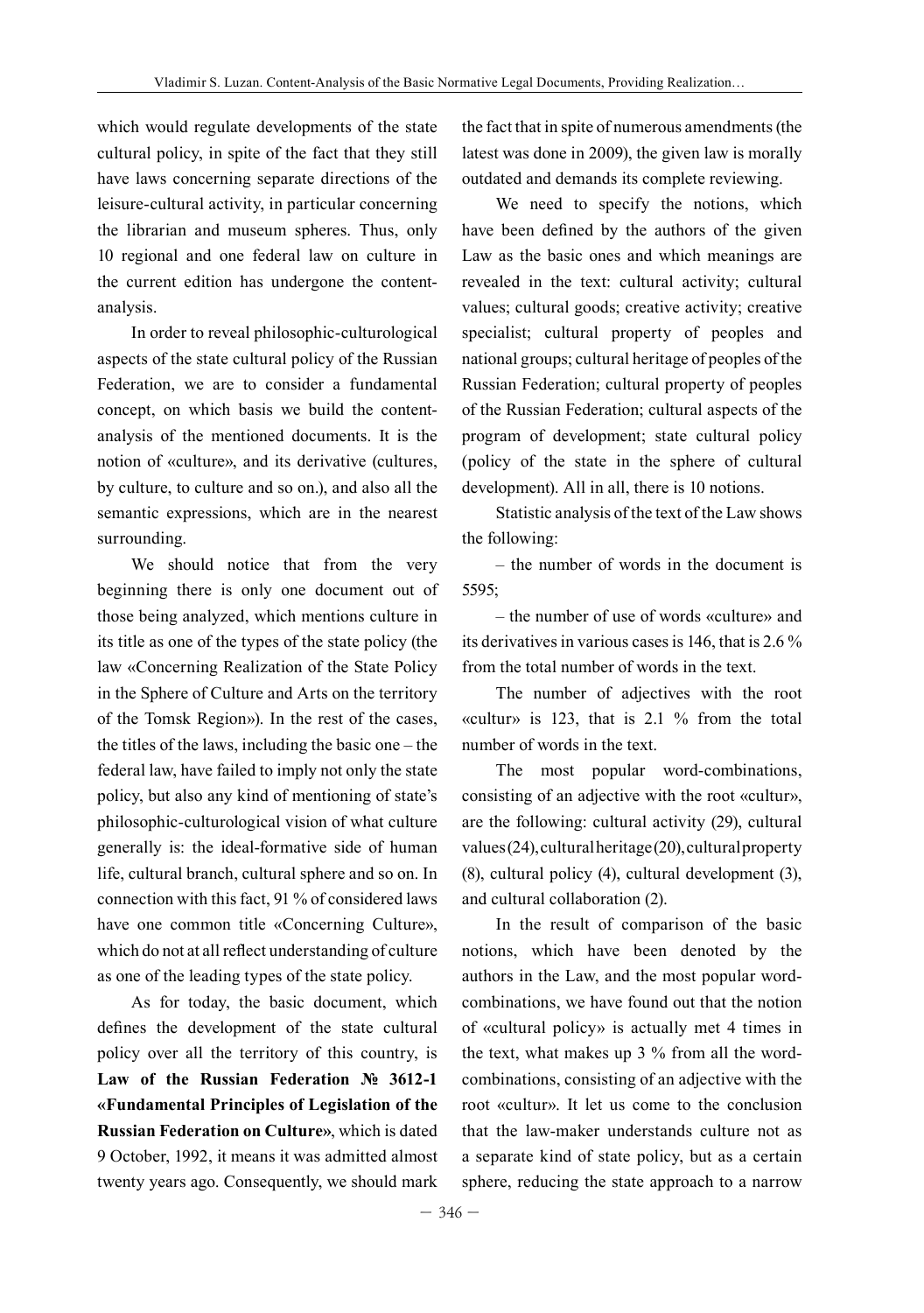which would regulate developments of the state cultural policy, in spite of the fact that they still have laws concerning separate directions of the leisure-cultural activity, in particular concerning the librarian and museum spheres. Thus, only 10 regional and one federal law on culture in the current edition has undergone the content-analysis.

In order to reveal philosophic-culturological aspects of the state cultural policy of the Russian Federation, we are to consider a fundamental concept, on which basis we build the content-analysis of the mentioned documents. It is the notion of «culture», and its derivative (cultures, by culture, to culture and so on.), and also all the semantic expressions, which are in the nearest surrounding.

We should notice that from the very beginning there is only one document out of those being analyzed, which mentions culture in its title as one of the types of the state policy (the law «Concerning Realization of the State Policy in the Sphere of Culture and Arts on the territory of the Tomsk Region»). In the rest of the cases, the titles of the laws, including the basic one – the federal law, have failed to imply not only the state policy, but also any kind of mentioning of state's philosophic-culturological vision of what culture generally is: the ideal-formative side of human life, cultural branch, cultural sphere and so on. In connection with this fact, 91 % of considered laws have one common title «Concerning Culture», which do not at all reflect understanding of culture as one of the leading types of the state policy.

As for today, the basic document, which defines the development of the state cultural policy over all the territory of this country, is **Law of the Russian Federation № 3612-1 «Fundamental Principles of Legislation of the Russian Federation on Culture»**, which is dated 9 October, 1992, it means it was admitted almost twenty years ago. Consequently, we should mark the fact that in spite of numerous amendments (the latest was done in 2009), the given law is morally outdated and demands its complete reviewing.

We need to specify the notions, which have been defined by the authors of the given Law as the basic ones and which meanings are revealed in the text: cultural activity; cultural values; cultural goods; creative activity; creative specialist; cultural property of peoples and national groups; cultural heritage of peoples of the Russian Federation; cultural property of peoples of the Russian Federation; cultural aspects of the program of development; state cultural policy (policy of the state in the sphere of cultural development). All in all, there is 10 notions.

Statistic analysis of the text of the Law shows the following:

– the number of words in the document is 5595;

– the number of use of words «culture» and its derivatives in various cases is 146, that is 2.6 % from the total number of words in the text.

The number of adjectives with the root «cultur» is 123, that is 2.1 % from the total number of words in the text.

The most popular word-combinations, consisting of an adjective with the root «cultur», are the following: cultural activity (29), cultural values (24), cultural heritage (20), cultural property (8), cultural policy (4), cultural development (3), and cultural collaboration (2).

In the result of comparison of the basic notions, which have been denoted by the authors in the Law, and the most popular word-combinations, we have found out that the notion of «cultural policy» is actually met 4 times in the text, what makes up 3 % from all the word-combinations, consisting of an adjective with the root «cultur». It let us come to the conclusion that the law-maker understands culture not as a separate kind of state policy, but as a certain sphere, reducing the state approach to a narrow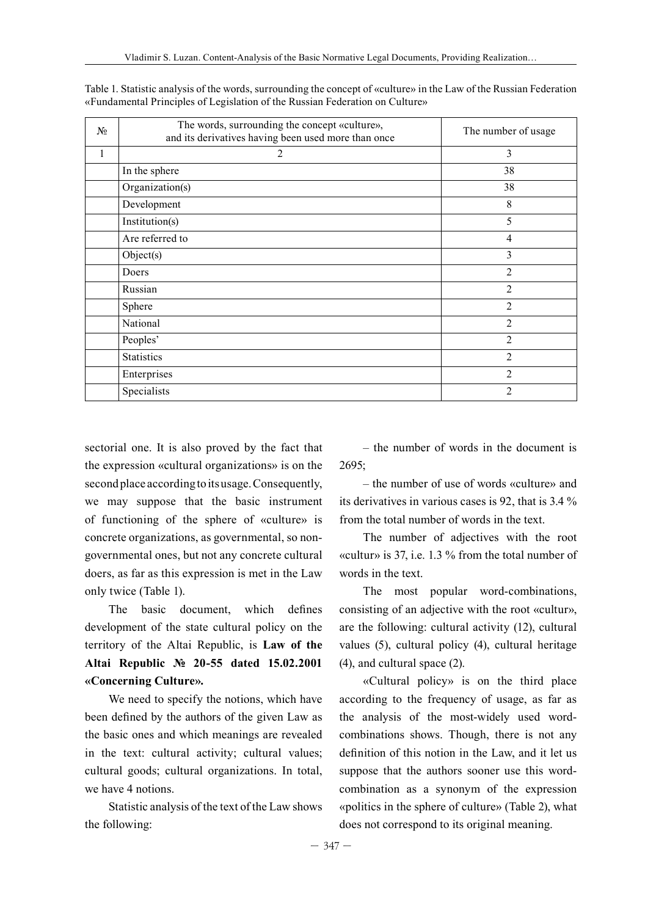Table 1. Statistic analysis of the words, surrounding the concept of «culture» in the Law of the Russian Federation «Fundamental Principles of Legislation of the Russian Federation on Culture»

| № | The words, surrounding the concept «culture», and its derivatives having been used more than once | The number of usage |
|---|---|---|
| 1 | 2 | 3 |
| | In the sphere | 38 |
| | Organization(s) | 38 |
| | Development | 8 |
| | Institution(s) | 5 |
| | Are referred to | 4 |
| | Object(s) | 3 |
| | Doers | 2 |
| | Russian | 2 |
| | Sphere | 2 |
| | National | 2 |
| | Peoples' | 2 |
| | Statistics | 2 |
| | Enterprises | 2 |
| | Specialists | 2 |

sectorial one. It is also proved by the fact that the expression «cultural organizations» is on the second place according to its usage. Consequently, we may suppose that the basic instrument of functioning of the sphere of «culture» is concrete organizations, as governmental, so non-governmental ones, but not any concrete cultural doers, as far as this expression is met in the Law only twice (Table 1).

The basic document, which defines development of the state cultural policy on the territory of the Altai Republic, is **Law of the Altai Republic № 20-55 dated 15.02.2001 «Concerning Culture».**

We need to specify the notions, which have been defined by the authors of the given Law as the basic ones and which meanings are revealed in the text: cultural activity; cultural values; cultural goods; cultural organizations. In total, we have 4 notions.

Statistic analysis of the text of the Law shows the following:

– the number of words in the document is 2695;

– the number of use of words «culture» and its derivatives in various cases is 92, that is 3.4 % from the total number of words in the text.

The number of adjectives with the root «cultur» is 37, i.e. 1.3 % from the total number of words in the text.

The most popular word-combinations, consisting of an adjective with the root «cultur», are the following: cultural activity (12), cultural values (5), cultural policy (4), cultural heritage (4), and cultural space (2).

«Cultural policy» is on the third place according to the frequency of usage, as far as the analysis of the most-widely used word-combinations shows. Though, there is not any definition of this notion in the Law, and it let us suppose that the authors sooner use this word-combination as a synonym of the expression «politics in the sphere of culture» (Table 2), what does not correspond to its original meaning.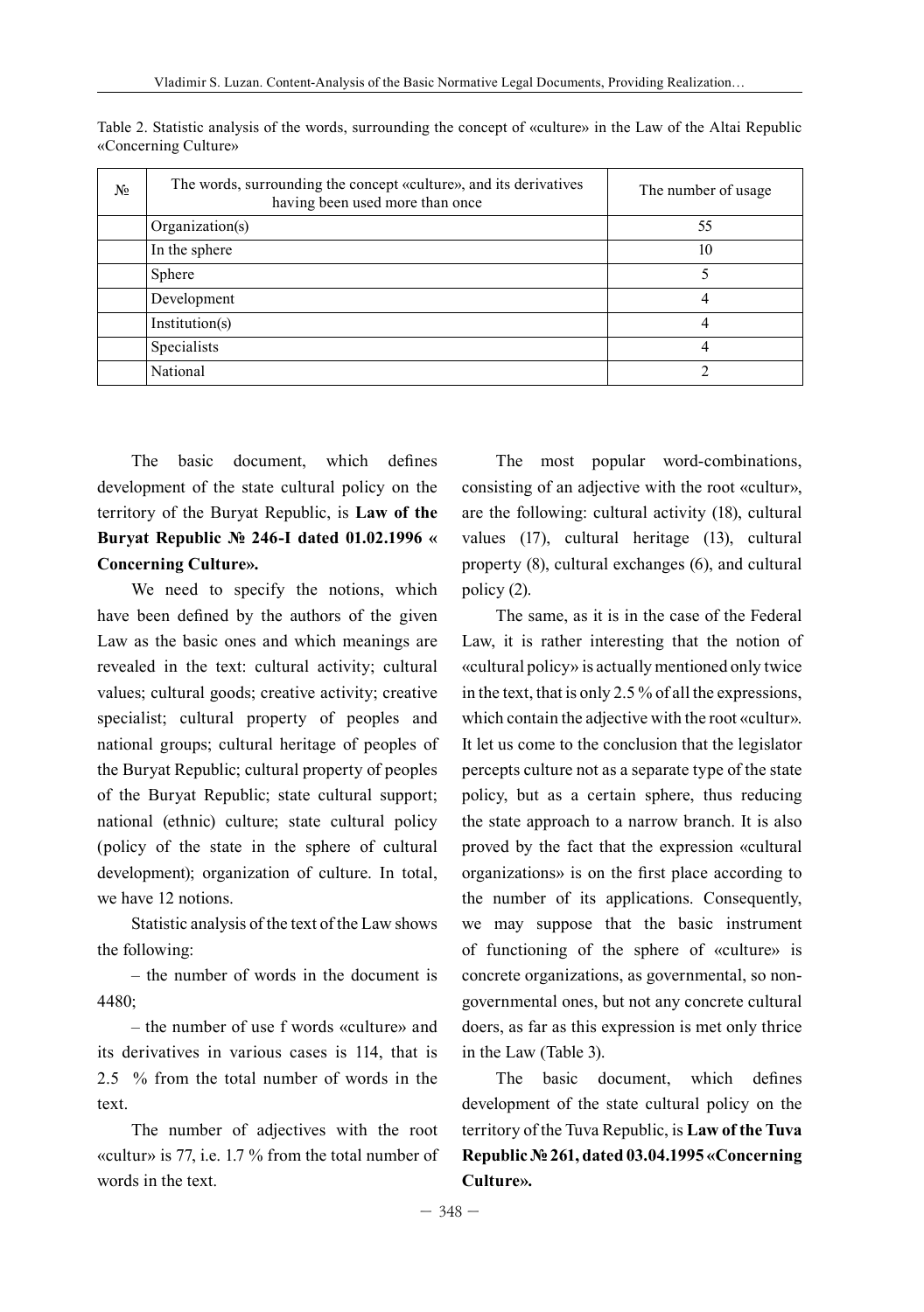Table 2. Statistic analysis of the words, surrounding the concept of «culture» in the Law of the Altai Republic «Concerning Culture»

| № | The words, surrounding the concept «culture», and its derivatives having been used more than once | The number of usage |
|---|---|---|
| | Organization(s) | 55 |
| | In the sphere | 10 |
| | Sphere | 5 |
| | Development | 4 |
| | Institution(s) | 4 |
| | Specialists | 4 |
| | National | 2 |

The basic document, which defines development of the state cultural policy on the territory of the Buryat Republic, is **Law of the Buryat Republic № 246-I dated 01.02.1996 « Concerning Culture».**

We need to specify the notions, which have been defined by the authors of the given Law as the basic ones and which meanings are revealed in the text: cultural activity; cultural values; cultural goods; creative activity; creative specialist; cultural property of peoples and national groups; cultural heritage of peoples of the Buryat Republic; cultural property of peoples of the Buryat Republic; state cultural support; national (ethnic) culture; state cultural policy (policy of the state in the sphere of cultural development); organization of culture. In total, we have 12 notions.

Statistic analysis of the text of the Law shows the following:

– the number of words in the document is 4480;

– the number of use f words «culture» and its derivatives in various cases is 114, that is 2.5 % from the total number of words in the text.

The number of adjectives with the root «cultur» is 77, i.e. 1.7 % from the total number of words in the text.

The most popular word-combinations, consisting of an adjective with the root «cultur», are the following: cultural activity (18), cultural values (17), cultural heritage (13), cultural property (8), cultural exchanges (6), and cultural policy (2).

The same, as it is in the case of the Federal Law, it is rather interesting that the notion of «cultural policy» is actually mentioned only twice in the text, that is only 2.5 % of all the expressions, which contain the adjective with the root «cultur». It let us come to the conclusion that the legislator percepts culture not as a separate type of the state policy, but as a certain sphere, thus reducing the state approach to a narrow branch. It is also proved by the fact that the expression «cultural organizations» is on the first place according to the number of its applications. Consequently, we may suppose that the basic instrument of functioning of the sphere of «culture» is concrete organizations, as governmental, so non-governmental ones, but not any concrete cultural doers, as far as this expression is met only thrice in the Law (Table 3).

The basic document, which defines development of the state cultural policy on the territory of the Tuva Republic, is **Law of the Tuva Republic № 261, dated 03.04.1995 «Concerning Culture».**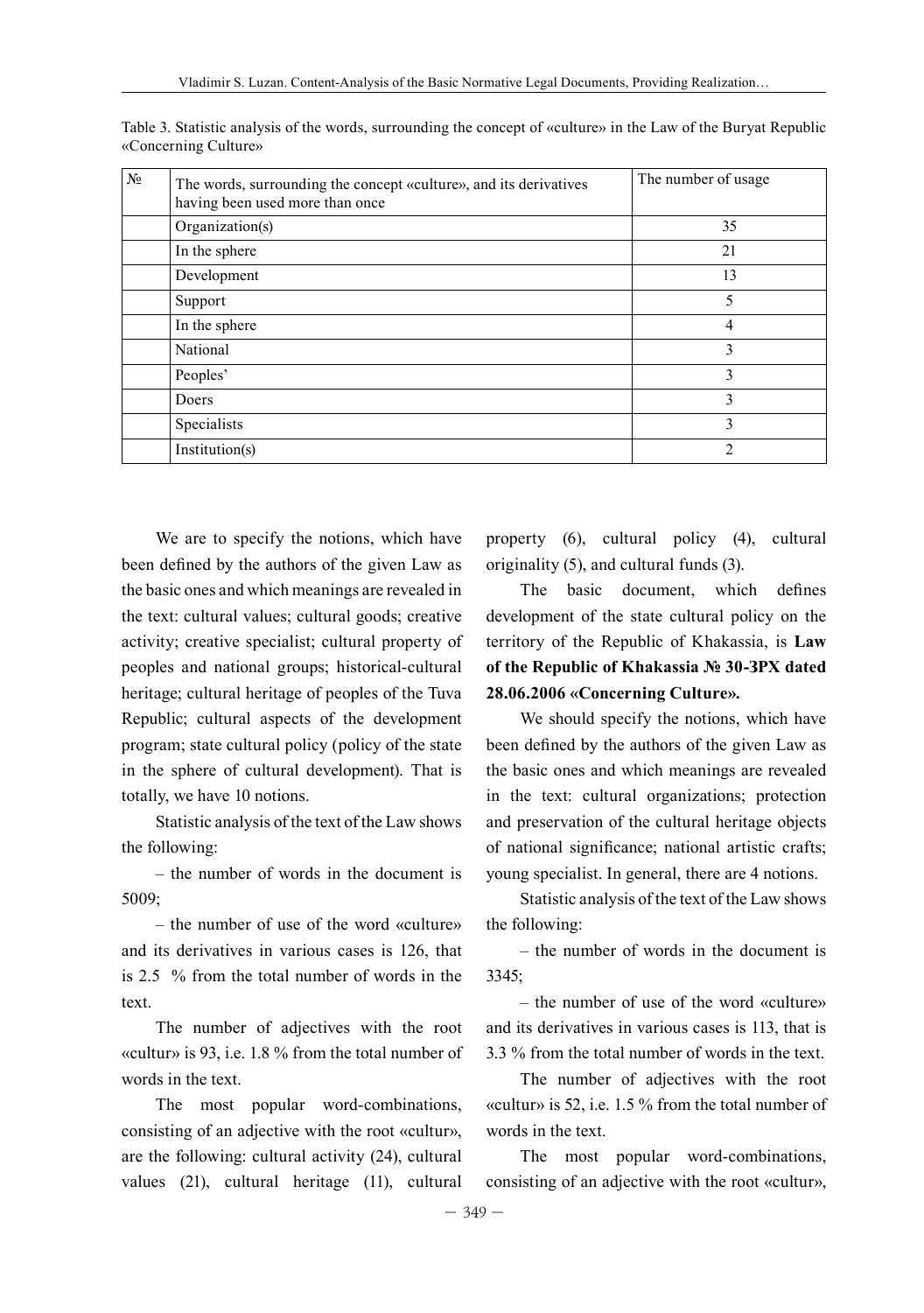Table 3. Statistic analysis of the words, surrounding the concept of «culture» in the Law of the Buryat Republic «Concerning Culture»

| № | The words, surrounding the concept «culture», and its derivatives having been used more than once | The number of usage |
|---|---|---|
| | Organization(s) | 35 |
| | In the sphere | 21 |
| | Development | 13 |
| | Support | 5 |
| | In the sphere | 4 |
| | National | 3 |
| | Peoples' | 3 |
| | Doers | 3 |
| | Specialists | 3 |
| | Institution(s) | 2 |

We are to specify the notions, which have been defined by the authors of the given Law as the basic ones and which meanings are revealed in the text: cultural values; cultural goods; creative activity; creative specialist; cultural property of peoples and national groups; historical-cultural heritage; cultural heritage of peoples of the Tuva Republic; cultural aspects of the development program; state cultural policy (policy of the state in the sphere of cultural development). That is totally, we have 10 notions.

Statistic analysis of the text of the Law shows the following:

– the number of words in the document is 5009;

– the number of use of the word «culture» and its derivatives in various cases is 126, that is 2.5 % from the total number of words in the text.

The number of adjectives with the root «cultur» is 93, i.e. 1.8 % from the total number of words in the text.

The most popular word-combinations, consisting of an adjective with the root «cultur», are the following: cultural activity (24), cultural values (21), cultural heritage (11), cultural property (6), cultural policy (4), cultural originality (5), and cultural funds (3).

The basic document, which defines development of the state cultural policy on the territory of the Republic of Khakassia, is **Law of the Republic of Khakassia № 30-ЗРХ dated 28.06.2006 «Concerning Culture».**

We should specify the notions, which have been defined by the authors of the given Law as the basic ones and which meanings are revealed in the text: cultural organizations; protection and preservation of the cultural heritage objects of national significance; national artistic crafts; young specialist. In general, there are 4 notions.

Statistic analysis of the text of the Law shows the following:

– the number of words in the document is 3345;

– the number of use of the word «culture» and its derivatives in various cases is 113, that is 3.3 % from the total number of words in the text.

The number of adjectives with the root «cultur» is 52, i.e. 1.5 % from the total number of words in the text.

The most popular word-combinations, consisting of an adjective with the root «cultur»,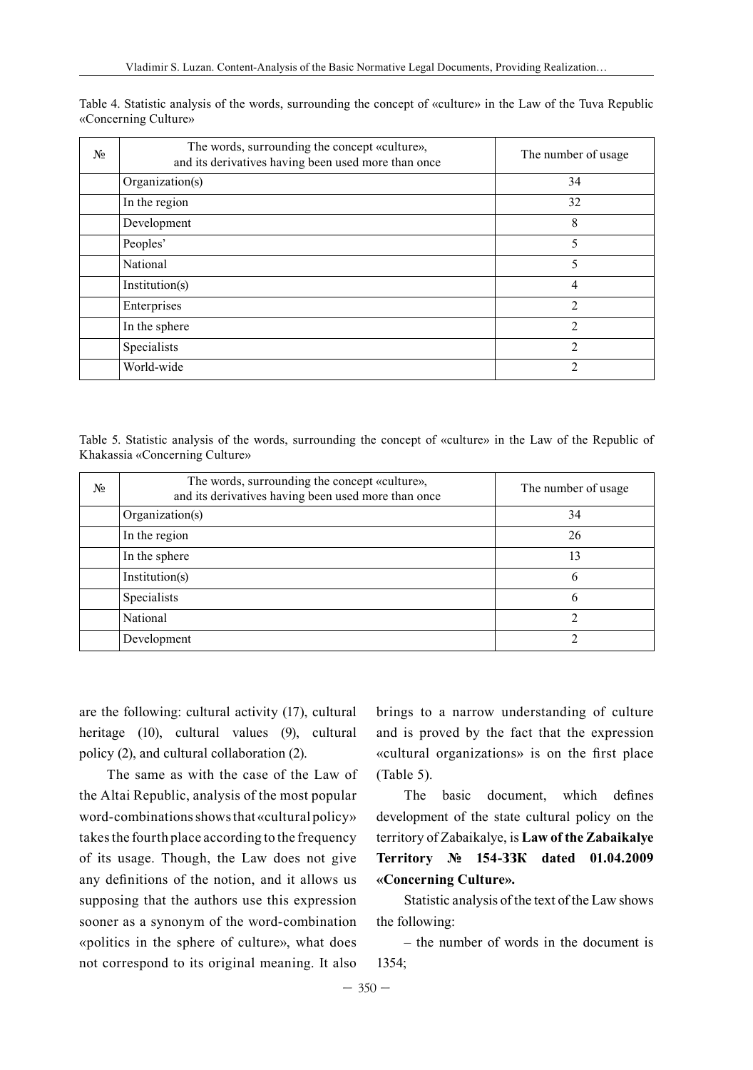Table 4. Statistic analysis of the words, surrounding the concept of «culture» in the Law of the Tuva Republic «Concerning Culture»

| № | The words, surrounding the concept «culture», and its derivatives having been used more than once | The number of usage |
|---|---|---|
| | Organization(s) | 34 |
| | In the region | 32 |
| | Development | 8 |
| | Peoples' | 5 |
| | National | 5 |
| | Institution(s) | 4 |
| | Enterprises | 2 |
| | In the sphere | 2 |
| | Specialists | 2 |
| | World-wide | 2 |

Table 5. Statistic analysis of the words, surrounding the concept of «culture» in the Law of the Republic of Khakassia «Concerning Culture»

| № | The words, surrounding the concept «culture», and its derivatives having been used more than once | The number of usage |
|---|---|---|
| | Organization(s) | 34 |
| | In the region | 26 |
| | In the sphere | 13 |
| | Institution(s) | 6 |
| | Specialists | 6 |
| | National | 2 |
| | Development | 2 |

are the following: cultural activity (17), cultural heritage (10), cultural values (9), cultural policy (2), and cultural collaboration (2).

The same as with the case of the Law of the Altai Republic, analysis of the most popular word-combinations shows that «cultural policy» takes the fourth place according to the frequency of its usage. Though, the Law does not give any definitions of the notion, and it allows us supposing that the authors use this expression sooner as a synonym of the word-combination «politics in the sphere of culture», what does not correspond to its original meaning. It also brings to a narrow understanding of culture and is proved by the fact that the expression «cultural organizations» is on the first place (Table 5).

The basic document, which defines development of the state cultural policy on the territory of Zabaikalye, is **Law of the Zabaikalye Territory № 154-ЗЗК dated 01.04.2009 «Concerning Culture».**

Statistic analysis of the text of the Law shows the following:

– the number of words in the document is 1354;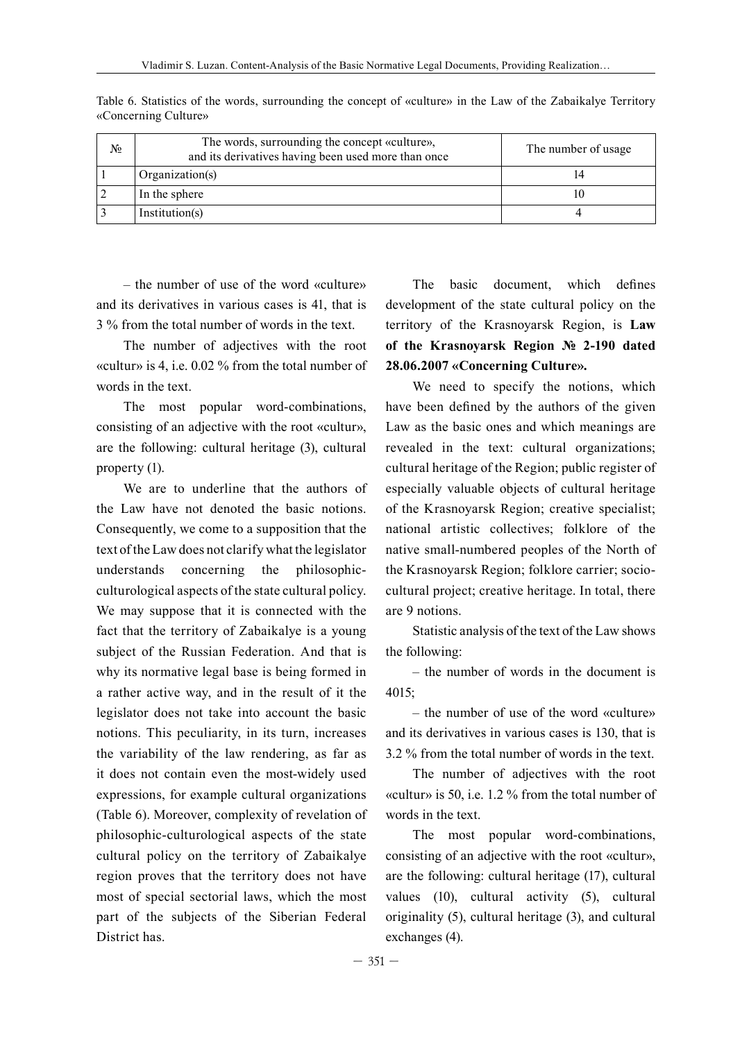Table 6. Statistics of the words, surrounding the concept of «culture» in the Law of the Zabaikalye Territory «Concerning Culture»

| № | The words, surrounding the concept «culture», and its derivatives having been used more than once | The number of usage |
|---|---|---|
| 1 | Organization(s) | 14 |
| 2 | In the sphere | 10 |
| 3 | Institution(s) | 4 |

– the number of use of the word «culture» and its derivatives in various cases is 41, that is 3 % from the total number of words in the text.

The number of adjectives with the root «cultur» is 4, i.e. 0.02 % from the total number of words in the text.

The most popular word-combinations, consisting of an adjective with the root «cultur», are the following: cultural heritage (3), cultural property (1).

We are to underline that the authors of the Law have not denoted the basic notions. Consequently, we come to a supposition that the text of the Law does not clarify what the legislator understands concerning the philosophic-culturological aspects of the state cultural policy. We may suppose that it is connected with the fact that the territory of Zabaikalye is a young subject of the Russian Federation. And that is why its normative legal base is being formed in a rather active way, and in the result of it the legislator does not take into account the basic notions. This peculiarity, in its turn, increases the variability of the law rendering, as far as it does not contain even the most-widely used expressions, for example cultural organizations (Table 6). Moreover, complexity of revelation of philosophic-culturological aspects of the state cultural policy on the territory of Zabaikalye region proves that the territory does not have most of special sectorial laws, which the most part of the subjects of the Siberian Federal District has.

The basic document, which defines development of the state cultural policy on the territory of the Krasnoyarsk Region, is **Law of the Krasnoyarsk Region № 2-190 dated 28.06.2007 «Concerning Culture».**

We need to specify the notions, which have been defined by the authors of the given Law as the basic ones and which meanings are revealed in the text: cultural organizations; cultural heritage of the Region; public register of especially valuable objects of cultural heritage of the Krasnoyarsk Region; creative specialist; national artistic collectives; folklore of the native small-numbered peoples of the North of the Krasnoyarsk Region; folklore carrier; socio-cultural project; creative heritage. In total, there are 9 notions.

Statistic analysis of the text of the Law shows the following:

– the number of words in the document is 4015;

– the number of use of the word «culture» and its derivatives in various cases is 130, that is 3.2 % from the total number of words in the text.

The number of adjectives with the root «cultur» is 50, i.e. 1.2 % from the total number of words in the text.

The most popular word-combinations, consisting of an adjective with the root «cultur», are the following: cultural heritage (17), cultural values (10), cultural activity (5), cultural originality (5), cultural heritage (3), and cultural exchanges (4).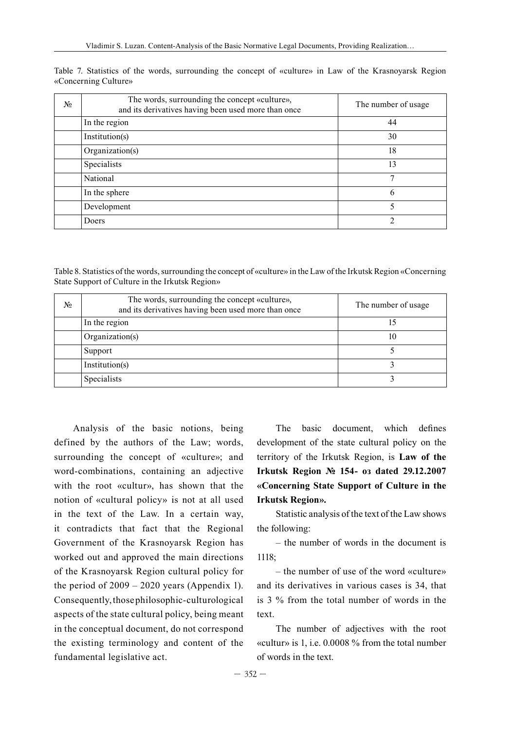Table 7. Statistics of the words, surrounding the concept of «culture» in Law of the Krasnoyarsk Region «Concerning Culture»

| № | The words, surrounding the concept «culture», and its derivatives having been used more than once | The number of usage |
|---|---|---|
| | In the region | 44 |
| | Institution(s) | 30 |
| | Organization(s) | 18 |
| | Specialists | 13 |
| | National | 7 |
| | In the sphere | 6 |
| | Development | 5 |
| | Doers | 2 |

Table 8. Statistics of the words, surrounding the concept of «culture» in the Law of the Irkutsk Region «Concerning State Support of Culture in the Irkutsk Region»

| № | The words, surrounding the concept «culture», and its derivatives having been used more than once | The number of usage |
|---|---|---|
| | In the region | 15 |
| | Organization(s) | 10 |
| | Support | 5 |
| | Institution(s) | 3 |
| | Specialists | 3 |

Analysis of the basic notions, being defined by the authors of the Law; words, surrounding the concept of «culture»; and word-combinations, containing an adjective with the root «cultur», has shown that the notion of «cultural policy» is not at all used in the text of the Law. In a certain way, it contradicts that fact that the Regional Government of the Krasnoyarsk Region has worked out and approved the main directions of the Krasnoyarsk Region cultural policy for the period of 2009 – 2020 years (Appendix 1). Consequently, those philosophic-culturological aspects of the state cultural policy, being meant in the conceptual document, do not correspond the existing terminology and content of the fundamental legislative act.

The basic document, which defines development of the state cultural policy on the territory of the Irkutsk Region, is **Law of the Irkutsk Region № 154- оз dated 29.12.2007 «Concerning State Support of Culture in the Irkutsk Region».**

Statistic analysis of the text of the Law shows the following:

– the number of words in the document is 1118;

– the number of use of the word «culture» and its derivatives in various cases is 34, that is 3 % from the total number of words in the text.

The number of adjectives with the root «cultur» is 1, i.e. 0.0008 % from the total number of words in the text.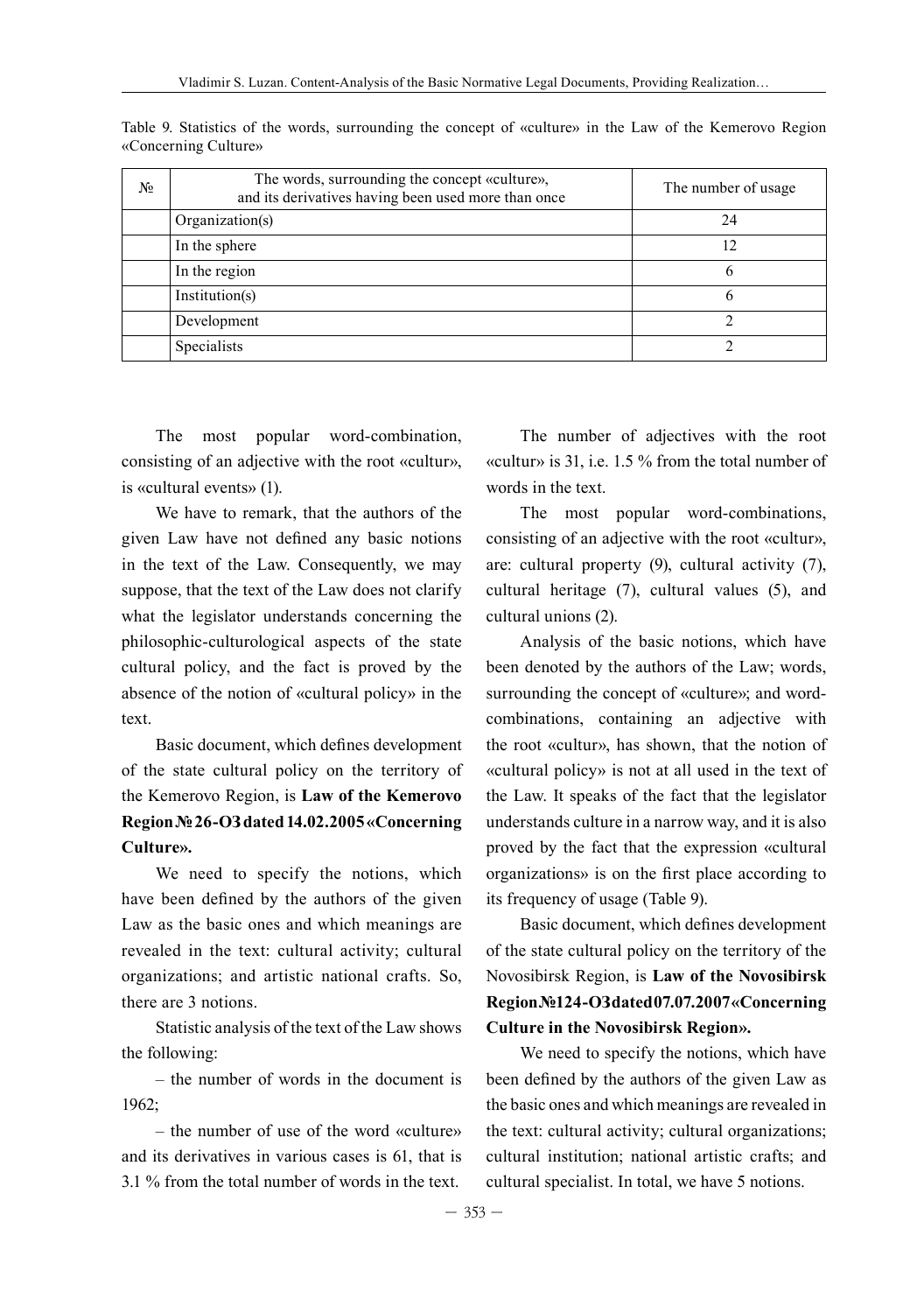Table 9. Statistics of the words, surrounding the concept of «culture» in the Law of the Kemerovo Region «Concerning Culture»

| № | The words, surrounding the concept «culture», and its derivatives having been used more than once | The number of usage |
|---|---|---|
| | Organization(s) | 24 |
| | In the sphere | 12 |
| | In the region | 6 |
| | Institution(s) | 6 |
| | Development | 2 |
| | Specialists | 2 |

The most popular word-combination, consisting of an adjective with the root «cultur», is «cultural events» (1).

We have to remark, that the authors of the given Law have not defined any basic notions in the text of the Law. Consequently, we may suppose, that the text of the Law does not clarify what the legislator understands concerning the philosophic-culturological aspects of the state cultural policy, and the fact is proved by the absence of the notion of «cultural policy» in the text.

Basic document, which defines development of the state cultural policy on the territory of the Kemerovo Region, is **Law of the Kemerovo Region № 26-ОЗ dated 14.02.2005 «Concerning Culture».**

We need to specify the notions, which have been defined by the authors of the given Law as the basic ones and which meanings are revealed in the text: cultural activity; cultural organizations; and artistic national crafts. So, there are 3 notions.

Statistic analysis of the text of the Law shows the following:

– the number of words in the document is 1962;

– the number of use of the word «culture» and its derivatives in various cases is 61, that is 3.1 % from the total number of words in the text.

The number of adjectives with the root «cultur» is 31, i.e. 1.5 % from the total number of words in the text.

The most popular word-combinations, consisting of an adjective with the root «cultur», are: cultural property (9), cultural activity (7), cultural heritage (7), cultural values (5), and cultural unions (2).

Analysis of the basic notions, which have been denoted by the authors of the Law; words, surrounding the concept of «culture»; and word-combinations, containing an adjective with the root «cultur», has shown, that the notion of «cultural policy» is not at all used in the text of the Law. It speaks of the fact that the legislator understands culture in a narrow way, and it is also proved by the fact that the expression «cultural organizations» is on the first place according to its frequency of usage (Table 9).

Basic document, which defines development of the state cultural policy on the territory of the Novosibirsk Region, is **Law of the Novosibirsk Region №124-ОЗ dated 07.07.2007 «Concerning Culture in the Novosibirsk Region».**

We need to specify the notions, which have been defined by the authors of the given Law as the basic ones and which meanings are revealed in the text: cultural activity; cultural organizations; cultural institution; national artistic crafts; and cultural specialist. In total, we have 5 notions.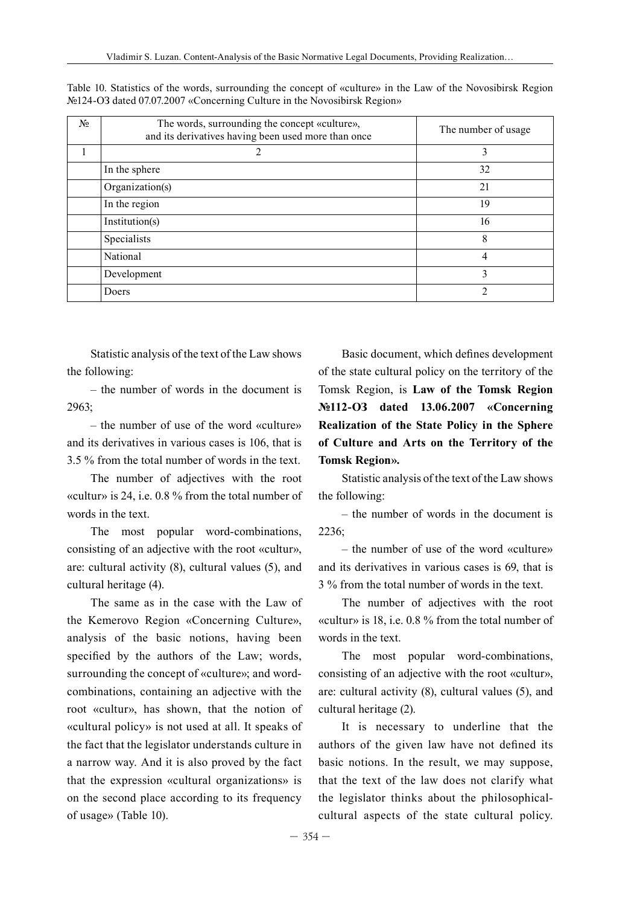Table 10. Statistics of the words, surrounding the concept of «culture» in the Law of the Novosibirsk Region №124-ОЗ dated 07.07.2007 «Concerning Culture in the Novosibirsk Region»

| № | The words, surrounding the concept «culture», and its derivatives having been used more than once | The number of usage |
|---|---|---|
| 1 | 2 | 3 |
| | In the sphere | 32 |
| | Organization(s) | 21 |
| | In the region | 19 |
| | Institution(s) | 16 |
| | Specialists | 8 |
| | National | 4 |
| | Development | 3 |
| | Doers | 2 |

Statistic analysis of the text of the Law shows the following:

– the number of words in the document is 2963;

– the number of use of the word «culture» and its derivatives in various cases is 106, that is 3.5 % from the total number of words in the text.

The number of adjectives with the root «cultur» is 24, i.e. 0.8 % from the total number of words in the text.

The most popular word-combinations, consisting of an adjective with the root «cultur», are: cultural activity (8), cultural values (5), and cultural heritage (4).

The same as in the case with the Law of the Kemerovo Region «Concerning Culture», analysis of the basic notions, having been specified by the authors of the Law; words, surrounding the concept of «culture»; and word-combinations, containing an adjective with the root «cultur», has shown, that the notion of «cultural policy» is not used at all. It speaks of the fact that the legislator understands culture in a narrow way. And it is also proved by the fact that the expression «cultural organizations» is on the second place according to its frequency of usage» (Table 10).

Basic document, which defines development of the state cultural policy on the territory of the Tomsk Region, is **Law of the Tomsk Region №112-ОЗ dated 13.06.2007 «Concerning Realization of the State Policy in the Sphere of Culture and Arts on the Territory of the Tomsk Region».**

Statistic analysis of the text of the Law shows the following:

– the number of words in the document is 2236;

– the number of use of the word «culture» and its derivatives in various cases is 69, that is 3 % from the total number of words in the text.

The number of adjectives with the root «cultur» is 18, i.e. 0.8 % from the total number of words in the text.

The most popular word-combinations, consisting of an adjective with the root «cultur», are: cultural activity (8), cultural values (5), and cultural heritage (2).

It is necessary to underline that the authors of the given law have not defined its basic notions. In the result, we may suppose, that the text of the law does not clarify what the legislator thinks about the philosophical-cultural aspects of the state cultural policy.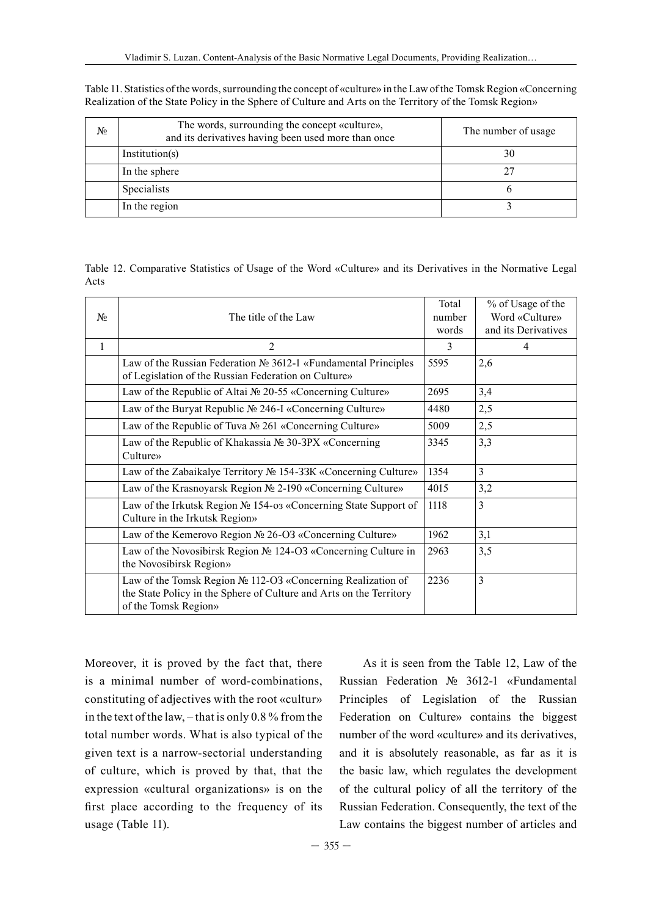Table 11. Statistics of the words, surrounding the concept of «culture» in the Law of the Tomsk Region «Concerning Realization of the State Policy in the Sphere of Culture and Arts on the Territory of the Tomsk Region»

| № | The words, surrounding the concept «culture», and its derivatives having been used more than once | The number of usage |
|---|---|---|
| | Institution(s) | 30 |
| | In the sphere | 27 |
| | Specialists | 6 |
| | In the region | 3 |

Table 12. Comparative Statistics of Usage of the Word «Culture» and its Derivatives in the Normative Legal Acts

| № | The title of the Law | Total number words | % of Usage of the Word «Culture» and its Derivatives |
|---|---|---|---|
| 1 | 2 | 3 | 4 |
| | Law of the Russian Federation № 3612-1 «Fundamental Principles of Legislation of the Russian Federation on Culture» | 5595 | 2,6 |
| | Law of the Republic of Altai № 20-55 «Concerning Culture» | 2695 | 3,4 |
| | Law of the Buryat Republic № 246-I «Concerning Culture» | 4480 | 2,5 |
| | Law of the Republic of Tuva № 261 «Concerning Culture» | 5009 | 2,5 |
| | Law of the Republic of Khakassia № 30-ЗРХ «Concerning Culture» | 3345 | 3,3 |
| | Law of the Zabaikalye Territory № 154-ЗЗК «Concerning Culture» | 1354 | 3 |
| | Law of the Krasnoyarsk Region № 2-190 «Concerning Culture» | 4015 | 3,2 |
| | Law of the Irkutsk Region № 154-оз «Concerning State Support of Culture in the Irkutsk Region» | 1118 | 3 |
| | Law of the Kemerovo Region № 26-ОЗ «Concerning Culture» | 1962 | 3,1 |
| | Law of the Novosibirsk Region № 124-ОЗ «Concerning Culture in the Novosibirsk Region» | 2963 | 3,5 |
| | Law of the Tomsk Region № 112-ОЗ «Concerning Realization of the State Policy in the Sphere of Culture and Arts on the Territory of the Tomsk Region» | 2236 | 3 |

Moreover, it is proved by the fact that, there is a minimal number of word-combinations, constituting of adjectives with the root «cultur» in the text of the law, – that is only 0.8 % from the total number words. What is also typical of the given text is a narrow-sectorial understanding of culture, which is proved by that, that the expression «cultural organizations» is on the first place according to the frequency of its usage (Table 11).

As it is seen from the Table 12, Law of the Russian Federation № 3612-1 «Fundamental Principles of Legislation of the Russian Federation on Culture» contains the biggest number of the word «culture» and its derivatives, and it is absolutely reasonable, as far as it is the basic law, which regulates the development of the cultural policy of all the territory of the Russian Federation. Consequently, the text of the Law contains the biggest number of articles and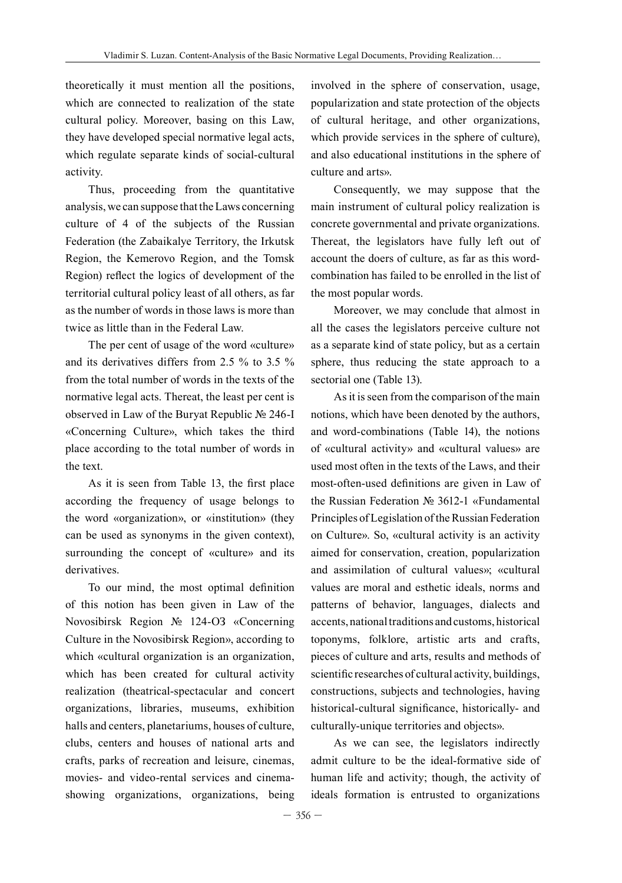theoretically it must mention all the positions, which are connected to realization of the state cultural policy. Moreover, basing on this Law, they have developed special normative legal acts, which regulate separate kinds of social-cultural activity.

Thus, proceeding from the quantitative analysis, we can suppose that the Laws concerning culture of 4 of the subjects of the Russian Federation (the Zabaikalye Territory, the Irkutsk Region, the Kemerovo Region, and the Tomsk Region) reflect the logics of development of the territorial cultural policy least of all others, as far as the number of words in those laws is more than twice as little than in the Federal Law.

The per cent of usage of the word «culture» and its derivatives differs from 2.5 % to 3.5 % from the total number of words in the texts of the normative legal acts. Thereat, the least per cent is observed in Law of the Buryat Republic № 246-I «Concerning Culture», which takes the third place according to the total number of words in the text.

As it is seen from Table 13, the first place according the frequency of usage belongs to the word «organization», or «institution» (they can be used as synonyms in the given context), surrounding the concept of «culture» and its derivatives.

To our mind, the most optimal definition of this notion has been given in Law of the Novosibirsk Region № 124-OЗ «Concerning Culture in the Novosibirsk Region», according to which «cultural organization is an organization, which has been created for cultural activity realization (theatrical-spectacular and concert organizations, libraries, museums, exhibition halls and centers, planetariums, houses of culture, clubs, centers and houses of national arts and crafts, parks of recreation and leisure, cinemas, movies- and video-rental services and cinema-showing organizations, organizations, being involved in the sphere of conservation, usage, popularization and state protection of the objects of cultural heritage, and other organizations, which provide services in the sphere of culture), and also educational institutions in the sphere of culture and arts».

Consequently, we may suppose that the main instrument of cultural policy realization is concrete governmental and private organizations. Thereat, the legislators have fully left out of account the doers of culture, as far as this word-combination has failed to be enrolled in the list of the most popular words.

Moreover, we may conclude that almost in all the cases the legislators perceive culture not as a separate kind of state policy, but as a certain sphere, thus reducing the state approach to a sectorial one (Table 13).

As it is seen from the comparison of the main notions, which have been denoted by the authors, and word-combinations (Table 14), the notions of «cultural activity» and «cultural values» are used most often in the texts of the Laws, and their most-often-used definitions are given in Law of the Russian Federation № 3612-1 «Fundamental Principles of Legislation of the Russian Federation on Culture». So, «cultural activity is an activity aimed for conservation, creation, popularization and assimilation of cultural values»; «cultural values are moral and esthetic ideals, norms and patterns of behavior, languages, dialects and accents, national traditions and customs, historical toponyms, folklore, artistic arts and crafts, pieces of culture and arts, results and methods of scientific researches of cultural activity, buildings, constructions, subjects and technologies, having historical-cultural significance, historically- and culturally-unique territories and objects».

As we can see, the legislators indirectly admit culture to be the ideal-formative side of human life and activity; though, the activity of ideals formation is entrusted to organizations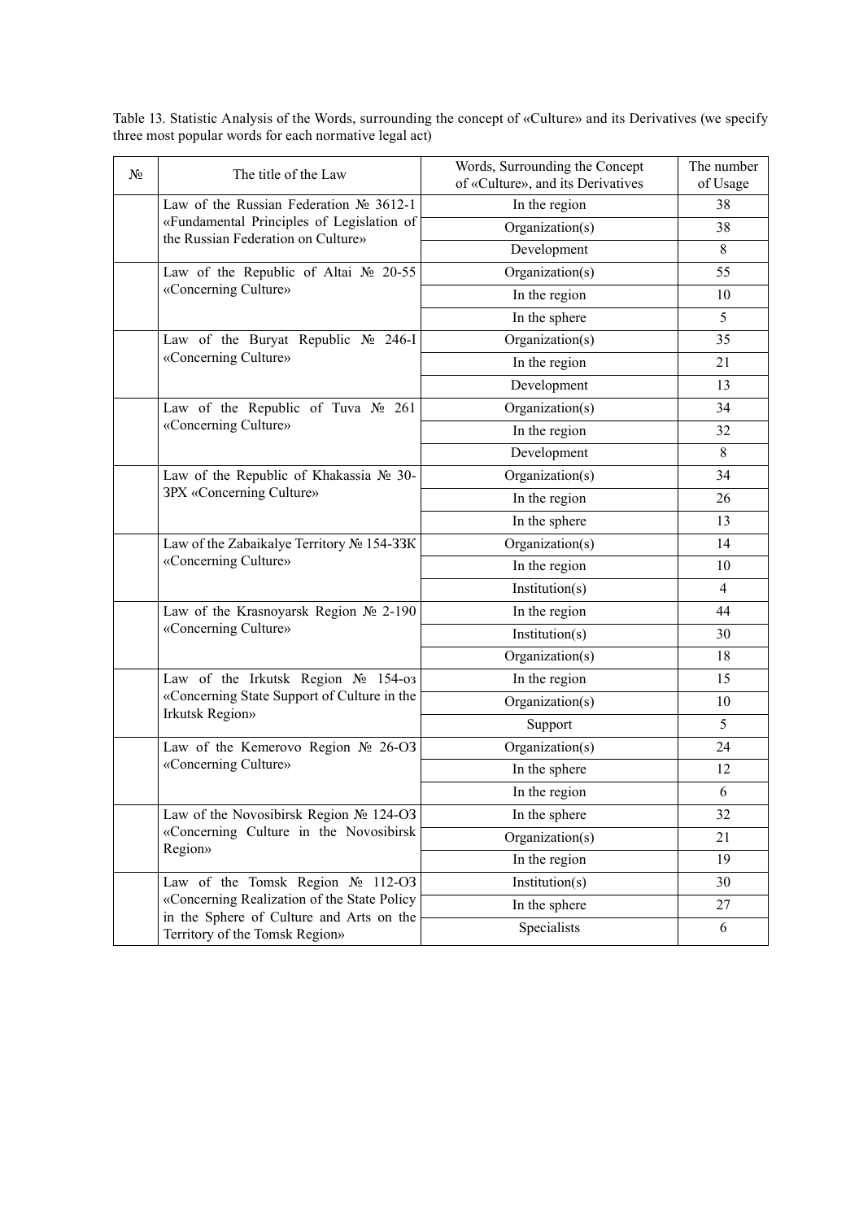Table 13. Statistic Analysis of the Words, surrounding the concept of «Culture» and its Derivatives (we specify three most popular words for each normative legal act)

| № | The title of the Law | Words, Surrounding the Concept of «Culture», and its Derivatives | The number of Usage |
|---|---|---|---|
| | Law of the Russian Federation № 3612-1 «Fundamental Principles of Legislation of the Russian Federation on Culture» | In the region | 38 |
| | | Organization(s) | 38 |
| | | Development | 8 |
| | Law of the Republic of Altai № 20-55 «Concerning Culture» | Organization(s) | 55 |
| | | In the region | 10 |
| | | In the sphere | 5 |
| | Law of the Buryat Republic № 246-I «Concerning Culture» | Organization(s) | 35 |
| | | In the region | 21 |
| | | Development | 13 |
| | Law of the Republic of Tuva № 261 «Concerning Culture» | Organization(s) | 34 |
| | | In the region | 32 |
| | | Development | 8 |
| | Law of the Republic of Khakassia № 30-ЗРХ «Concerning Culture» | Organization(s) | 34 |
| | | In the region | 26 |
| | | In the sphere | 13 |
| | Law of the Zabaikalye Territory № 154-ЗЗК «Concerning Culture» | Organization(s) | 14 |
| | | In the region | 10 |
| | | Institution(s) | 4 |
| | Law of the Krasnoyarsk Region № 2-190 «Concerning Culture» | In the region | 44 |
| | | Institution(s) | 30 |
| | | Organization(s) | 18 |
| | Law of the Irkutsk Region № 154-оз «Concerning State Support of Culture in the Irkutsk Region» | In the region | 15 |
| | | Organization(s) | 10 |
| | | Support | 5 |
| | Law of the Kemerovo Region № 26-ОЗ «Concerning Culture» | Organization(s) | 24 |
| | | In the sphere | 12 |
| | | In the region | 6 |
| | Law of the Novosibirsk Region № 124-ОЗ «Concerning Culture in the Novosibirsk Region» | In the sphere | 32 |
| | | Organization(s) | 21 |
| | | In the region | 19 |
| | Law of the Tomsk Region № 112-ОЗ «Concerning Realization of the State Policy in the Sphere of Culture and Arts on the Territory of the Tomsk Region» | Institution(s) | 30 |
| | | In the sphere | 27 |
| | | Specialists | 6 |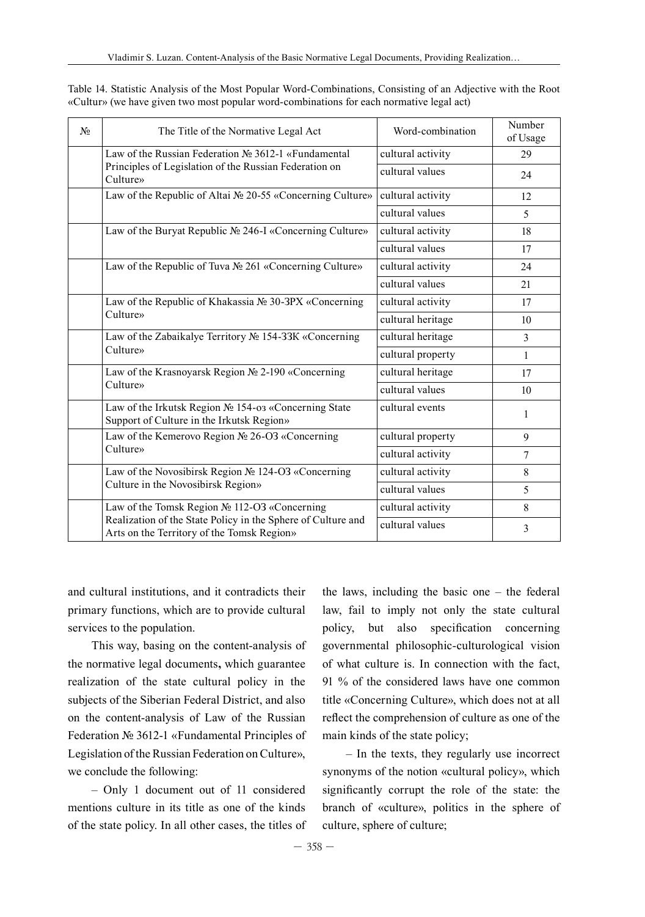Table 14. Statistic Analysis of the Most Popular Word-Combinations, Consisting of an Adjective with the Root «Cultur» (we have given two most popular word-combinations for each normative legal act)

| № | The Title of the Normative Legal Act | Word-combination | Number of Usage |
|---|---|---|---|
| | Law of the Russian Federation № 3612-1 «Fundamental Principles of Legislation of the Russian Federation on Culture» | cultural activity | 29 |
| | | cultural values | 24 |
| | Law of the Republic of Altai № 20-55 «Concerning Culture» | cultural activity | 12 |
| | | cultural values | 5 |
| | Law of the Buryat Republic № 246-I «Concerning Culture» | cultural activity | 18 |
| | | cultural values | 17 |
| | Law of the Republic of Tuva № 261 «Concerning Culture» | cultural activity | 24 |
| | | cultural values | 21 |
| | Law of the Republic of Khakassia № 30-ЗРХ «Concerning Culture» | cultural activity | 17 |
| | | cultural heritage | 10 |
| | Law of the Zabaikalye Territory № 154-ЗЗК «Concerning Culture» | cultural heritage | 3 |
| | | cultural property | 1 |
| | Law of the Krasnoyarsk Region № 2-190 «Concerning Culture» | cultural heritage | 17 |
| | | cultural values | 10 |
| | Law of the Irkutsk Region № 154-оз «Concerning State Support of Culture in the Irkutsk Region» | cultural events | 1 |
| | Law of the Kemerovo Region № 26-ОЗ «Concerning Culture» | cultural property | 9 |
| | | cultural activity | 7 |
| | Law of the Novosibirsk Region № 124-ОЗ «Concerning Culture in the Novosibirsk Region» | cultural activity | 8 |
| | | cultural values | 5 |
| | Law of the Tomsk Region № 112-ОЗ «Concerning Realization of the State Policy in the Sphere of Culture and Arts on the Territory of the Tomsk Region» | cultural activity | 8 |
| | | cultural values | 3 |

and cultural institutions, and it contradicts their primary functions, which are to provide cultural services to the population.

This way, basing on the content-analysis of the normative legal documents**,** which guarantee realization of the state cultural policy in the subjects of the Siberian Federal District, and also on the content-analysis of Law of the Russian Federation № 3612-1 «Fundamental Principles of Legislation of the Russian Federation on Culture», we conclude the following:

– Only 1 document out of 11 considered mentions culture in its title as one of the kinds of the state policy. In all other cases, the titles of the laws, including the basic one – the federal law, fail to imply not only the state cultural policy, but also specification concerning governmental philosophic-culturological vision of what culture is. In connection with the fact, 91 % of the considered laws have one common title «Concerning Culture», which does not at all reflect the comprehension of culture as one of the main kinds of the state policy;

– In the texts, they regularly use incorrect synonyms of the notion «cultural policy», which significantly corrupt the role of the state: the branch of «culture», politics in the sphere of culture, sphere of culture;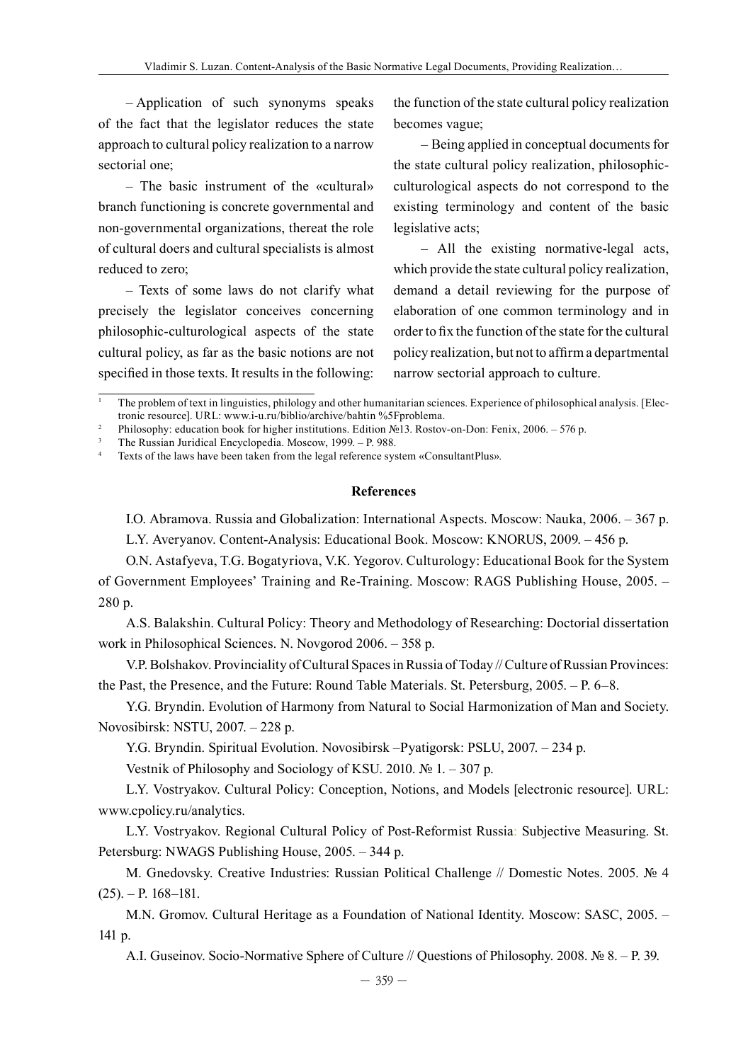– Application of such synonyms speaks of the fact that the legislator reduces the state approach to cultural policy realization to a narrow sectorial one;

– The basic instrument of the «cultural» branch functioning is concrete governmental and non-governmental organizations, thereat the role of cultural doers and cultural specialists is almost reduced to zero;

– Texts of some laws do not clarify what precisely the legislator conceives concerning philosophic-culturological aspects of the state cultural policy, as far as the basic notions are not specified in those texts. It results in the following: the function of the state cultural policy realization becomes vague;

– Being applied in conceptual documents for the state cultural policy realization, philosophic-culturological aspects do not correspond to the existing terminology and content of the basic legislative acts;

– All the existing normative-legal acts, which provide the state cultural policy realization, demand a detail reviewing for the purpose of elaboration of one common terminology and in order to fix the function of the state for the cultural policy realization, but not to affirm a departmental narrow sectorial approach to culture.

---

[1] The problem of text in linguistics, philology and other humanitarian sciences. Experience of philosophical analysis. [Electronic resource]. URL: www.i-u.ru/biblio/archive/bahtin %5Fproblema.

[2] Philosophy: education book for higher institutions. Edition №13. Rostov-on-Don: Fenix, 2006. – 576 p.

[3] The Russian Juridical Encyclopedia. Moscow, 1999. – P. 988.

[4] Texts of the laws have been taken from the legal reference system «ConsultantPlus».

## References

I.O. Abramova. Russia and Globalization: International Aspects. Moscow: Nauka, 2006. – 367 p.

L.Y. Averyanov. Content-Analysis: Educational Book. Moscow: KNORUS, 2009. – 456 p.

O.N. Astafyeva, T.G. Bogatyriova, V.K. Yegorov. Culturology: Educational Book for the System of Government Employees' Training and Re-Training. Moscow: RAGS Publishing House, 2005. – 280 p.

A.S. Balakshin. Cultural Policy: Theory and Methodology of Researching: Doctorial dissertation work in Philosophical Sciences. N. Novgorod 2006. – 358 p.

V.P. Bolshakov. Provinciality of Cultural Spaces in Russia of Today // Culture of Russian Provinces: the Past, the Presence, and the Future: Round Table Materials. St. Petersburg, 2005. – P. 6–8.

Y.G. Bryndin. Evolution of Harmony from Natural to Social Harmonization of Man and Society. Novosibirsk: NSTU, 2007. – 228 p.

Y.G. Bryndin. Spiritual Evolution. Novosibirsk –Pyatigorsk: PSLU, 2007. – 234 p.

Vestnik of Philosophy and Sociology of KSU. 2010. № 1. – 307 p.

L.Y. Vostryakov. Cultural Policy: Conception, Notions, and Models [electronic resource]. URL: www.cpolicy.ru/analytics.

L.Y. Vostryakov. Regional Cultural Policy of Post-Reformist Russia: Subjective Measuring. St. Petersburg: NWAGS Publishing House, 2005. – 344 p.

M. Gnedovsky. Creative Industries: Russian Political Challenge // Domestic Notes. 2005. № 4 (25). – P. 168–181.

M.N. Gromov. Cultural Heritage as a Foundation of National Identity. Moscow: SASC, 2005. – 141 p.

A.I. Guseinov. Socio-Normative Sphere of Culture // Questions of Philosophy. 2008. № 8. – P. 39.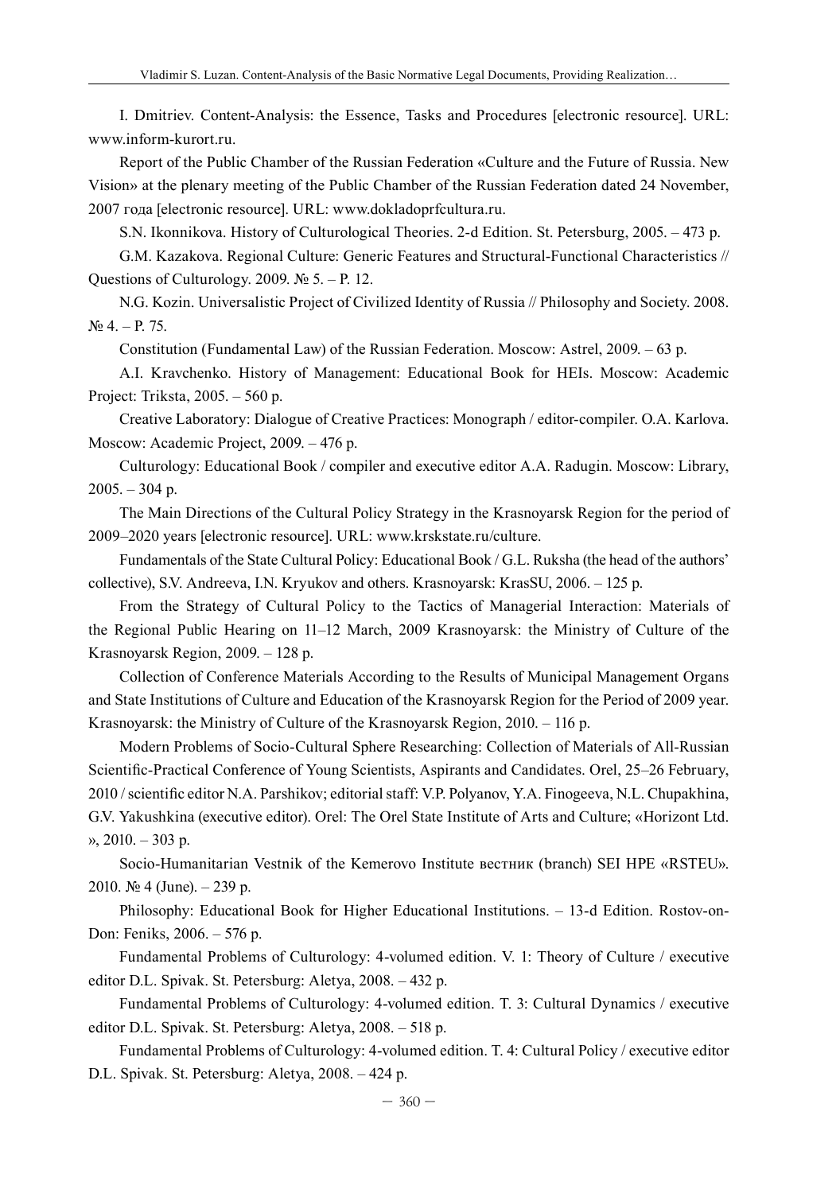I. Dmitriev. Content-Analysis: the Essence, Tasks and Procedures [electronic resource]. URL: www.inform-kurort.ru.

Report of the Public Chamber of the Russian Federation «Culture and the Future of Russia. New Vision» at the plenary meeting of the Public Chamber of the Russian Federation dated 24 November, 2007 года [electronic resource]. URL: www.dokladoprfcultura.ru.

S.N. Ikonnikova. History of Culturological Theories. 2-d Edition. St. Petersburg, 2005. – 473 p.

G.M. Kazakova. Regional Culture: Generic Features and Structural-Functional Characteristics // Questions of Culturology. 2009. № 5. – P. 12.

N.G. Kozin. Universalistic Project of Civilized Identity of Russia // Philosophy and Society. 2008. № 4. – P. 75.

Constitution (Fundamental Law) of the Russian Federation. Moscow: Astrel, 2009. – 63 p.

A.I. Kravchenko. History of Management: Educational Book for HEIs. Moscow: Academic Project: Triksta, 2005. – 560 p.

Creative Laboratory: Dialogue of Creative Practices: Monograph / editor-compiler. O.A. Karlova. Moscow: Academic Project, 2009. – 476 p.

Culturology: Educational Book / compiler and executive editor A.A. Radugin. Moscow: Library, 2005. – 304 p.

The Main Directions of the Cultural Policy Strategy in the Krasnoyarsk Region for the period of 2009–2020 years [electronic resource]. URL: www.krskstate.ru/culture.

Fundamentals of the State Cultural Policy: Educational Book / G.L. Ruksha (the head of the authors' collective), S.V. Andreeva, I.N. Kryukov and others. Krasnoyarsk: KrasSU, 2006. – 125 p.

From the Strategy of Cultural Policy to the Tactics of Managerial Interaction: Materials of the Regional Public Hearing on 11–12 March, 2009 Krasnoyarsk: the Ministry of Culture of the Krasnoyarsk Region, 2009. – 128 p.

Collection of Conference Materials According to the Results of Municipal Management Organs and State Institutions of Culture and Education of the Krasnoyarsk Region for the Period of 2009 year. Krasnoyarsk: the Ministry of Culture of the Krasnoyarsk Region, 2010. – 116 p.

Modern Problems of Socio-Cultural Sphere Researching: Collection of Materials of All-Russian Scientific-Practical Conference of Young Scientists, Aspirants and Candidates. Orel, 25–26 February, 2010 / scientific editor N.A. Parshikov; editorial staff: V.P. Polyanov, Y.A. Finogeeva, N.L. Chupakhina, G.V. Yakushkina (executive editor). Orel: The Orel State Institute of Arts and Culture; «Horizont Ltd. », 2010. – 303 p.

Socio-Humanitarian Vestnik of the Kemerovo Institute вестник (branch) SEI HPE «RSTEU». 2010. № 4 (June). – 239 p.

Philosophy: Educational Book for Higher Educational Institutions. – 13-d Edition. Rostov-on-Don: Feniks, 2006. – 576 p.

Fundamental Problems of Culturology: 4-volumed edition. V. 1: Theory of Culture / executive editor D.L. Spivak. St. Petersburg: Aletya, 2008. – 432 p.

Fundamental Problems of Culturology: 4-volumed edition. T. 3: Cultural Dynamics / executive editor D.L. Spivak. St. Petersburg: Aletya, 2008. – 518 p.

Fundamental Problems of Culturology: 4-volumed edition. T. 4: Cultural Policy / executive editor D.L. Spivak. St. Petersburg: Aletya, 2008. – 424 p.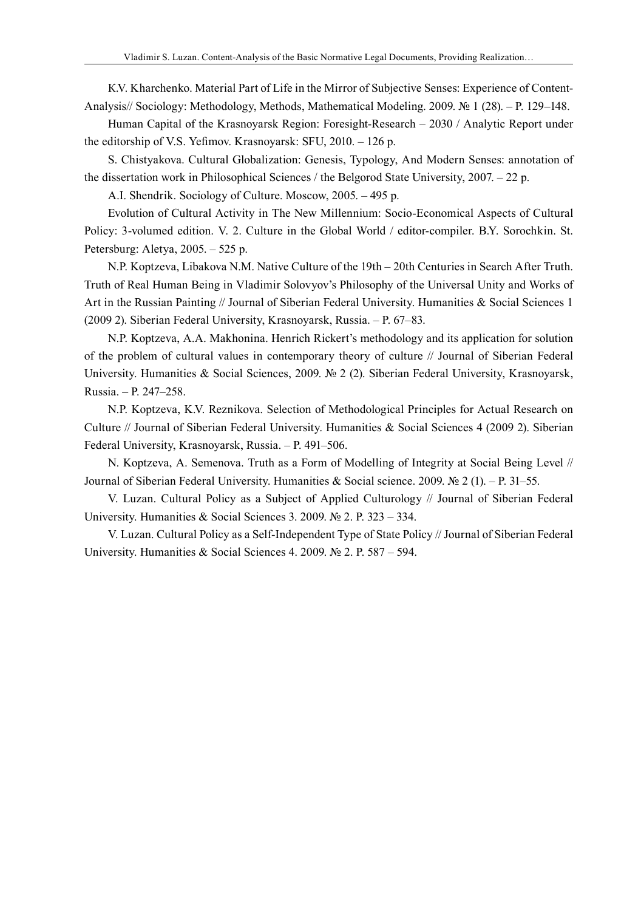K.V. Kharchenko. Material Part of Life in the Mirror of Subjective Senses: Experience of Content-Analysis// Sociology: Methodology, Methods, Mathematical Modeling. 2009. № 1 (28). – P. 129–148.

Human Capital of the Krasnoyarsk Region: Foresight-Research – 2030 / Analytic Report under the editorship of V.S. Yefimov. Krasnoyarsk: SFU, 2010. – 126 p.

S. Chistyakova. Cultural Globalization: Genesis, Typology, And Modern Senses: annotation of the dissertation work in Philosophical Sciences / the Belgorod State University, 2007. – 22 p.

A.I. Shendrik. Sociology of Culture. Moscow, 2005. – 495 p.

Evolution of Cultural Activity in The New Millennium: Socio-Economical Aspects of Cultural Policy: 3-volumed edition. V. 2. Culture in the Global World / editor-compiler. B.Y. Sorochkin. St. Petersburg: Aletya, 2005. – 525 p.

N.P. Koptzeva, Libakova N.M. Native Culture of the 19th – 20th Centuries in Search After Truth. Truth of Real Human Being in Vladimir Solovyov's Philosophy of the Universal Unity and Works of Art in the Russian Painting // Journal of Siberian Federal University. Humanities & Social Sciences 1 (2009 2). Siberian Federal University, Krasnoyarsk, Russia. – P. 67–83.

N.P. Koptzeva, A.A. Makhonina. Henrich Rickert's methodology and its application for solution of the problem of cultural values in contemporary theory of culture // Journal of Siberian Federal University. Humanities & Social Sciences, 2009. № 2 (2). Siberian Federal University, Krasnoyarsk, Russia. – P. 247–258.

N.P. Koptzeva, K.V. Reznikova. Selection of Methodological Principles for Actual Research on Culture // Journal of Siberian Federal University. Humanities & Social Sciences 4 (2009 2). Siberian Federal University, Krasnoyarsk, Russia. – P. 491–506.

N. Koptzeva, A. Semenova. Truth as a Form of Modelling of Integrity at Social Being Level // Journal of Siberian Federal University. Humanities & Social science. 2009. № 2 (1). – P. 31–55.

V. Luzan. Cultural Policy as a Subject of Applied Culturology // Journal of Siberian Federal University. Humanities & Social Sciences 3. 2009. № 2. P. 323 – 334.

V. Luzan. Cultural Policy as a Self-Independent Type of State Policy // Journal of Siberian Federal University. Humanities & Social Sciences 4. 2009. № 2. P. 587 – 594.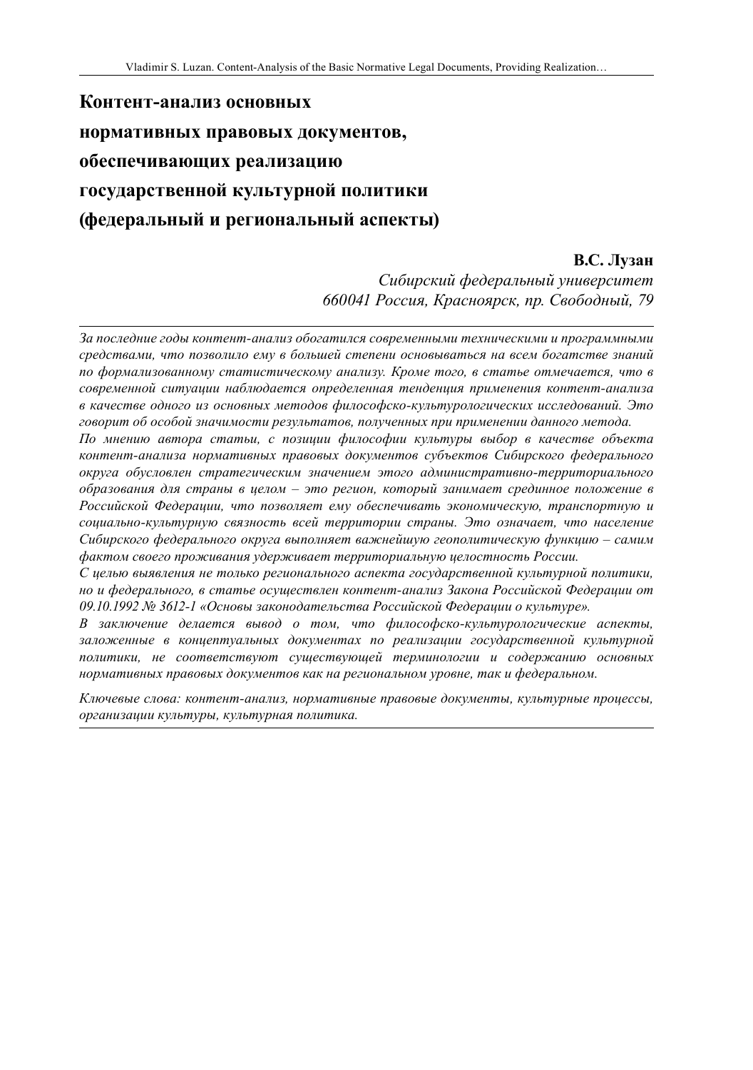# Контент-анализ основных нормативных правовых документов, обеспечивающих реализацию государственной культурной политики (федеральный и региональный аспекты)

**В.С. Лузан**

*Сибирский федеральный университет*
*660041 Россия, Красноярск, пр. Свободный, 79*

*За последние годы контент-анализ обогатился современными техническими и программными средствами, что позволило ему в большей степени основываться на всем богатстве знаний по формализованному статистическому анализу. Кроме того, в статье отмечается, что в современной ситуации наблюдается определенная тенденция применения контент-анализа в качестве одного из основных методов философско-культурологических исследований. Это говорит об особой значимости результатов, полученных при применении данного метода.*

*По мнению автора статьи, с позиции философии культуры выбор в качестве объекта контент-анализа нормативных правовых документов субъектов Сибирского федерального округа обусловлен стратегическим значением этого административно-территориального образования для страны в целом – это регион, который занимает срединное положение в Российской Федерации, что позволяет ему обеспечивать экономическую, транспортную и социально-культурную связность всей территории страны. Это означает, что население Сибирского федерального округа выполняет важнейшую геополитическую функцию – самим фактом своего проживания удерживает территориальную целостность России.*

*С целью выявления не только регионального аспекта государственной культурной политики, но и федерального, в статье осуществлен контент-анализ Закона Российской Федерации от 09.10.1992 № 3612-1 «Основы законодательства Российской Федерации о культуре».*

*В заключение делается вывод о том, что философско-культурологические аспекты, заложенные в концептуальных документах по реализации государственной культурной политики, не соответствуют существующей терминологии и содержанию основных нормативных правовых документов как на региональном уровне, так и федеральном.*

*Ключевые слова: контент-анализ, нормативные правовые документы, культурные процессы, организации культуры, культурная политика.*